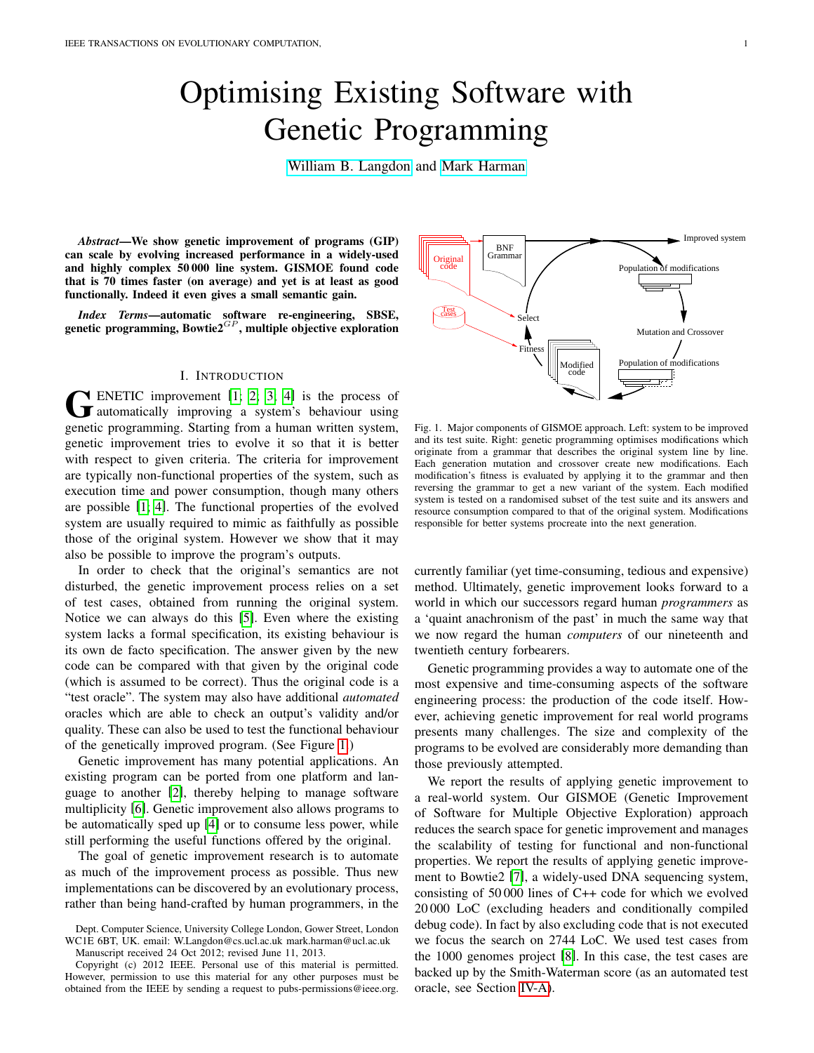# Optimising Existing Software with Genetic Programming

William B. Langdon and Mark Harman

***Abstract*—We show genetic improvement of programs (GIP) can scale by evolving increased performance in a widely-used and highly complex 50 000 line system. GISMOE found code that is 70 times faster (on average) and yet is at least as good functionally. Indeed it even gives a small semantic gain.**

***Index Terms*—automatic software re-engineering, SBSE, genetic programming, Bowtie2$^{GP}$, multiple objective exploration**

## I. Introduction

GENETIC improvement [1], [2], [3], [4] is the process of automatically improving a system's behaviour using genetic programming. Starting from a human written system, genetic improvement tries to evolve it so that it is better with respect to given criteria. The criteria for improvement are typically non-functional properties of the system, such as execution time and power consumption, though many others are possible [1], [4]. The functional properties of the evolved system are usually required to mimic as faithfully as possible those of the original system. However we show that it may also be possible to improve the program's outputs.

In order to check that the original's semantics are not disturbed, the genetic improvement process relies on a set of test cases, obtained from running the original system. Notice we can always do this [5]. Even where the existing system lacks a formal specification, its existing behaviour is its own de facto specification. The answer given by the new code can be compared with that given by the original code (which is assumed to be correct). Thus the original code is a "test oracle". The system may also have additional *automated* oracles which are able to check an output's validity and/or quality. These can also be used to test the functional behaviour of the genetically improved program. (See Figure 1.)

Genetic improvement has many potential applications. An existing program can be ported from one platform and language to another [2], thereby helping to manage software multiplicity [6]. Genetic improvement also allows programs to be automatically sped up [4] or to consume less power, while still performing the useful functions offered by the original.

The goal of genetic improvement research is to automate as much of the improvement process as possible. Thus new implementations can be discovered by an evolutionary process, rather than being hand-crafted by human programmers, in the currently familiar (yet time-consuming, tedious and expensive) method. Ultimately, genetic improvement looks forward to a world in which our successors regard human *programmers* as a 'quaint anachronism of the past' in much the same way that we now regard the human *computers* of our nineteenth and twentieth century forbearers.

Fig. 1. Major components of GISMOE approach. Left: system to be improved and its test suite. Right: genetic programming optimises modifications which originate from a grammar that describes the original system line by line. Each generation mutation and crossover create new modifications. Each modification's fitness is evaluated by applying it to the grammar and then reversing the grammar to get a new variant of the system. Each modified system is tested on a randomised subset of the test suite and its answers and resource consumption compared to that of the original system. Modifications responsible for better systems procreate into the next generation.

Genetic programming provides a way to automate one of the most expensive and time-consuming aspects of the software engineering process: the production of the code itself. However, achieving genetic improvement for real world programs presents many challenges. The size and complexity of the programs to be evolved are considerably more demanding than those previously attempted.

We report the results of applying genetic improvement to a real-world system. Our GISMOE (Genetic Improvement of Software for Multiple Objective Exploration) approach reduces the search space for genetic improvement and manages the scalability of testing for functional and non-functional properties. We report the results of applying genetic improvement to Bowtie2 [7], a widely-used DNA sequencing system, consisting of 50 000 lines of C++ code for which we evolved 20 000 LoC (excluding headers and conditionally compiled debug code). In fact by also excluding code that is not executed we focus the search on 2744 LoC. We used test cases from the 1000 genomes project [8]. In this case, the test cases are backed up by the Smith-Waterman score (as an automated test oracle, see Section IV-A).

Dept. Computer Science, University College London, Gower Street, London WC1E 6BT, UK. email: W.Langdon@cs.ucl.ac.uk mark.harman@ucl.ac.uk

Manuscript received 24 Oct 2012; revised June 11, 2013.

Copyright (c) 2012 IEEE. Personal use of this material is permitted. However, permission to use this material for any other purposes must be obtained from the IEEE by sending a request to pubs-permissions@ieee.org.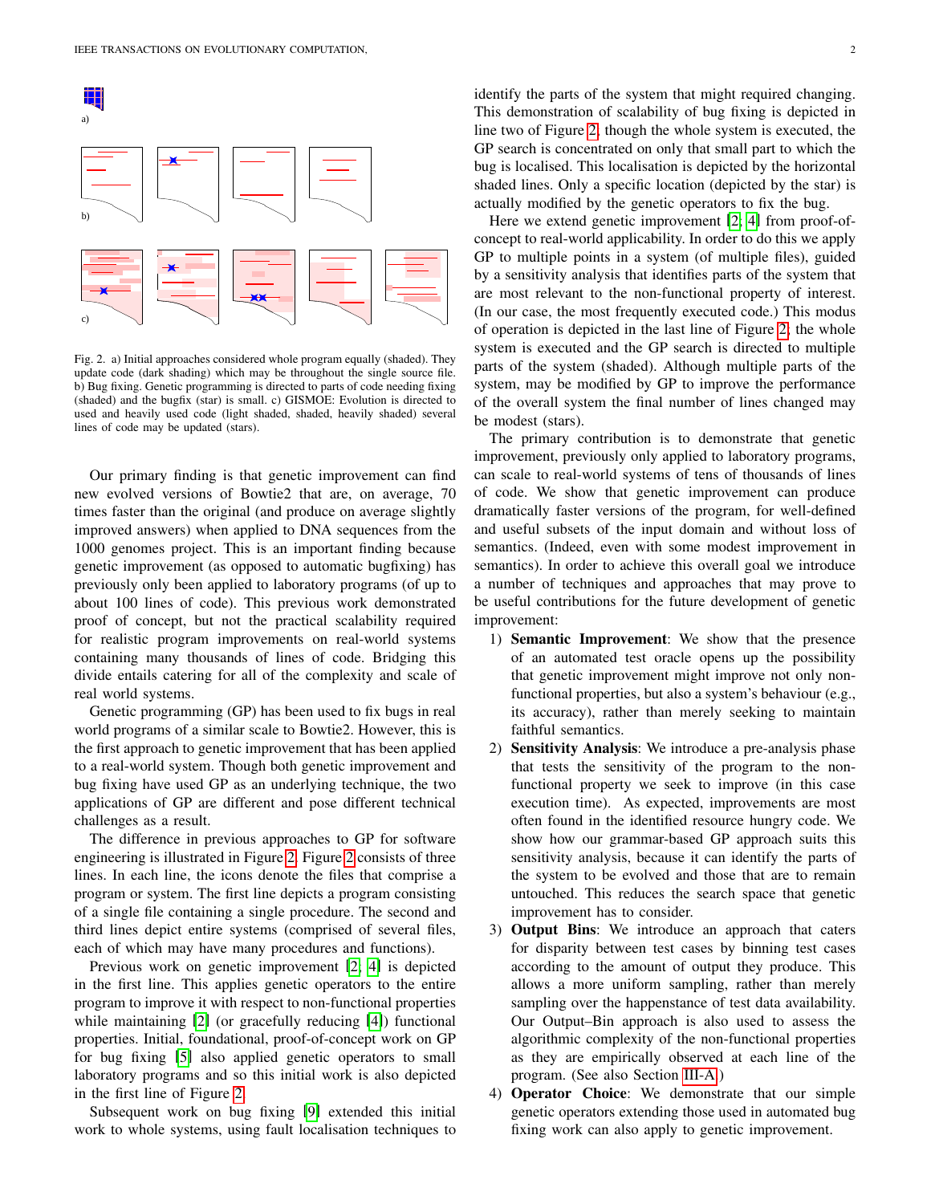Fig. 2. a) Initial approaches considered whole program equally (shaded). They update code (dark shading) which may be throughout the single source file. b) Bug fixing. Genetic programming is directed to parts of code needing fixing (shaded) and the bugfix (star) is small. c) GISMOE: Evolution is directed to used and heavily used code (light shaded, shaded, heavily shaded) several lines of code may be updated (stars).

Our primary finding is that genetic improvement can find new evolved versions of Bowtie2 that are, on average, 70 times faster than the original (and produce on average slightly improved answers) when applied to DNA sequences from the 1000 genomes project. This is an important finding because genetic improvement (as opposed to automatic bugfixing) has previously only been applied to laboratory programs (of up to about 100 lines of code). This previous work demonstrated proof of concept, but not the practical scalability required for realistic program improvements on real-world systems containing many thousands of lines of code. Bridging this divide entails catering for all of the complexity and scale of real world systems.

Genetic programming (GP) has been used to fix bugs in real world programs of a similar scale to Bowtie2. However, this is the first approach to genetic improvement that has been applied to a real-world system. Though both genetic improvement and bug fixing have used GP as an underlying technique, the two applications of GP are different and pose different technical challenges as a result.

The difference in previous approaches to GP for software engineering is illustrated in Figure 2. Figure 2 consists of three lines. In each line, the icons denote the files that comprise a program or system. The first line depicts a program consisting of a single file containing a single procedure. The second and third lines depict entire systems (comprised of several files, each of which may have many procedures and functions).

Previous work on genetic improvement [2], [4] is depicted in the first line. This applies genetic operators to the entire program to improve it with respect to non-functional properties while maintaining [2] (or gracefully reducing [4]) functional properties. Initial, foundational, proof-of-concept work on GP for bug fixing [5] also applied genetic operators to small laboratory programs and so this initial work is also depicted in the first line of Figure 2.

Subsequent work on bug fixing [9] extended this initial work to whole systems, using fault localisation techniques to identify the parts of the system that might required changing. This demonstration of scalability of bug fixing is depicted in line two of Figure 2, though the whole system is executed, the GP search is concentrated on only that small part to which the bug is localised. This localisation is depicted by the horizontal shaded lines. Only a specific location (depicted by the star) is actually modified by the genetic operators to fix the bug.

Here we extend genetic improvement [2], [4] from proof-of-concept to real-world applicability. In order to do this we apply GP to multiple points in a system (of multiple files), guided by a sensitivity analysis that identifies parts of the system that are most relevant to the non-functional property of interest. (In our case, the most frequently executed code.) This modus of operation is depicted in the last line of Figure 2, the whole system is executed and the GP search is directed to multiple parts of the system (shaded). Although multiple parts of the system, may be modified by GP to improve the performance of the overall system the final number of lines changed may be modest (stars).

The primary contribution is to demonstrate that genetic improvement, previously only applied to laboratory programs, can scale to real-world systems of tens of thousands of lines of code. We show that genetic improvement can produce dramatically faster versions of the program, for well-defined and useful subsets of the input domain and without loss of semantics. (Indeed, even with some modest improvement in semantics). In order to achieve this overall goal we introduce a number of techniques and approaches that may prove to be useful contributions for the future development of genetic improvement:

1) **Semantic Improvement**: We show that the presence of an automated test oracle opens up the possibility that genetic improvement might improve not only non-functional properties, but also a system's behaviour (e.g., its accuracy), rather than merely seeking to maintain faithful semantics.
2) **Sensitivity Analysis**: We introduce a pre-analysis phase that tests the sensitivity of the program to the non-functional property we seek to improve (in this case execution time). As expected, improvements are most often found in the identified resource hungry code. We show how our grammar-based GP approach suits this sensitivity analysis, because it can identify the parts of the system to be evolved and those that are to remain untouched. This reduces the search space that genetic improvement has to consider.
3) **Output Bins**: We introduce an approach that caters for disparity between test cases by binning test cases according to the amount of output they produce. This allows a more uniform sampling, rather than merely sampling over the happenstance of test data availability. Our Output–Bin approach is also used to assess the algorithmic complexity of the non-functional properties as they are empirically observed at each line of the program. (See also Section III-A.)
4) **Operator Choice**: We demonstrate that our simple genetic operators extending those used in automated bug fixing work can also apply to genetic improvement.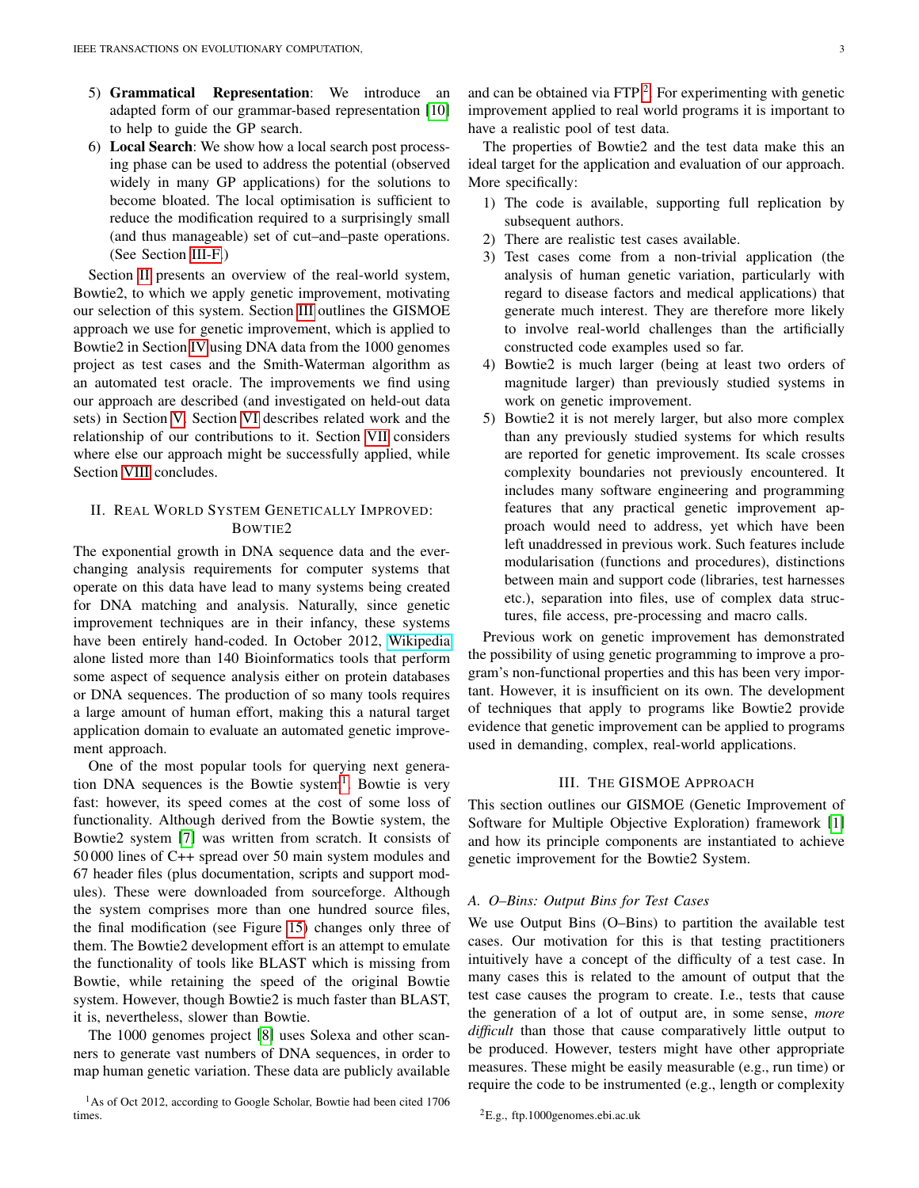5) **Grammatical Representation**: We introduce an adapted form of our grammar-based representation [10] to help to guide the GP search.
6) **Local Search**: We show how a local search post processing phase can be used to address the potential (observed widely in many GP applications) for the solutions to become bloated. The local optimisation is sufficient to reduce the modification required to a surprisingly small (and thus manageable) set of cut–and–paste operations. (See Section III-F.)

Section II presents an overview of the real-world system, Bowtie2, to which we apply genetic improvement, motivating our selection of this system. Section III outlines the GISMOE approach we use for genetic improvement, which is applied to Bowtie2 in Section IV using DNA data from the 1000 genomes project as test cases and the Smith-Waterman algorithm as an automated test oracle. The improvements we find using our approach are described (and investigated on held-out data sets) in Section V. Section VI describes related work and the relationship of our contributions to it. Section VII considers where else our approach might be successfully applied, while Section VIII concludes.

## II. Real World System Genetically Improved: Bowtie2

The exponential growth in DNA sequence data and the ever-changing analysis requirements for computer systems that operate on this data have lead to many systems being created for DNA matching and analysis. Naturally, since genetic improvement techniques are in their infancy, these systems have been entirely hand-coded. In October 2012, Wikipedia alone listed more than 140 Bioinformatics tools that perform some aspect of sequence analysis either on protein databases or DNA sequences. The production of so many tools requires a large amount of human effort, making this a natural target application domain to evaluate an automated genetic improvement approach.

One of the most popular tools for querying next generation DNA sequences is the Bowtie system[1]. Bowtie is very fast: however, its speed comes at the cost of some loss of functionality. Although derived from the Bowtie system, the Bowtie2 system [7] was written from scratch. It consists of 50 000 lines of C++ spread over 50 main system modules and 67 header files (plus documentation, scripts and support modules). These were downloaded from sourceforge. Although the system comprises more than one hundred source files, the final modification (see Figure 15) changes only three of them. The Bowtie2 development effort is an attempt to emulate the functionality of tools like BLAST which is missing from Bowtie, while retaining the speed of the original Bowtie system. However, though Bowtie2 is much faster than BLAST, it is, nevertheless, slower than Bowtie.

The 1000 genomes project [8] uses Solexa and other scanners to generate vast numbers of DNA sequences, in order to map human genetic variation. These data are publicly available and can be obtained via FTP[2]. For experimenting with genetic improvement applied to real world programs it is important to have a realistic pool of test data.

The properties of Bowtie2 and the test data make this an ideal target for the application and evaluation of our approach. More specifically:

1) The code is available, supporting full replication by subsequent authors.
2) There are realistic test cases available.
3) Test cases come from a non-trivial application (the analysis of human genetic variation, particularly with regard to disease factors and medical applications) that generate much interest. They are therefore more likely to involve real-world challenges than the artificially constructed code examples used so far.
4) Bowtie2 is much larger (being at least two orders of magnitude larger) than previously studied systems in work on genetic improvement.
5) Bowtie2 it is not merely larger, but also more complex than any previously studied systems for which results are reported for genetic improvement. Its scale crosses complexity boundaries not previously encountered. It includes many software engineering and programming features that any practical genetic improvement approach would need to address, yet which have been left unaddressed in previous work. Such features include modularisation (functions and procedures), distinctions between main and support code (libraries, test harnesses etc.), separation into files, use of complex data structures, file access, pre-processing and macro calls.

Previous work on genetic improvement has demonstrated the possibility of using genetic programming to improve a program's non-functional properties and this has been very important. However, it is insufficient on its own. The development of techniques that apply to programs like Bowtie2 provide evidence that genetic improvement can be applied to programs used in demanding, complex, real-world applications.

## III. The GISMOE Approach

This section outlines our GISMOE (Genetic Improvement of Software for Multiple Objective Exploration) framework [1] and how its principle components are instantiated to achieve genetic improvement for the Bowtie2 System.

### A. O–Bins: Output Bins for Test Cases

We use Output Bins (O–Bins) to partition the available test cases. Our motivation for this is that testing practitioners intuitively have a concept of the difficulty of a test case. In many cases this is related to the amount of output that the test case causes the program to create. I.e., tests that cause the generation of a lot of output are, in some sense, *more difficult* than those that cause comparatively little output to be produced. However, testers might have other appropriate measures. These might be easily measurable (e.g., run time) or require the code to be instrumented (e.g., length or complexity

[1] As of Oct 2012, according to Google Scholar, Bowtie had been cited 1706 times.

[2] E.g., ftp.1000genomes.ebi.ac.uk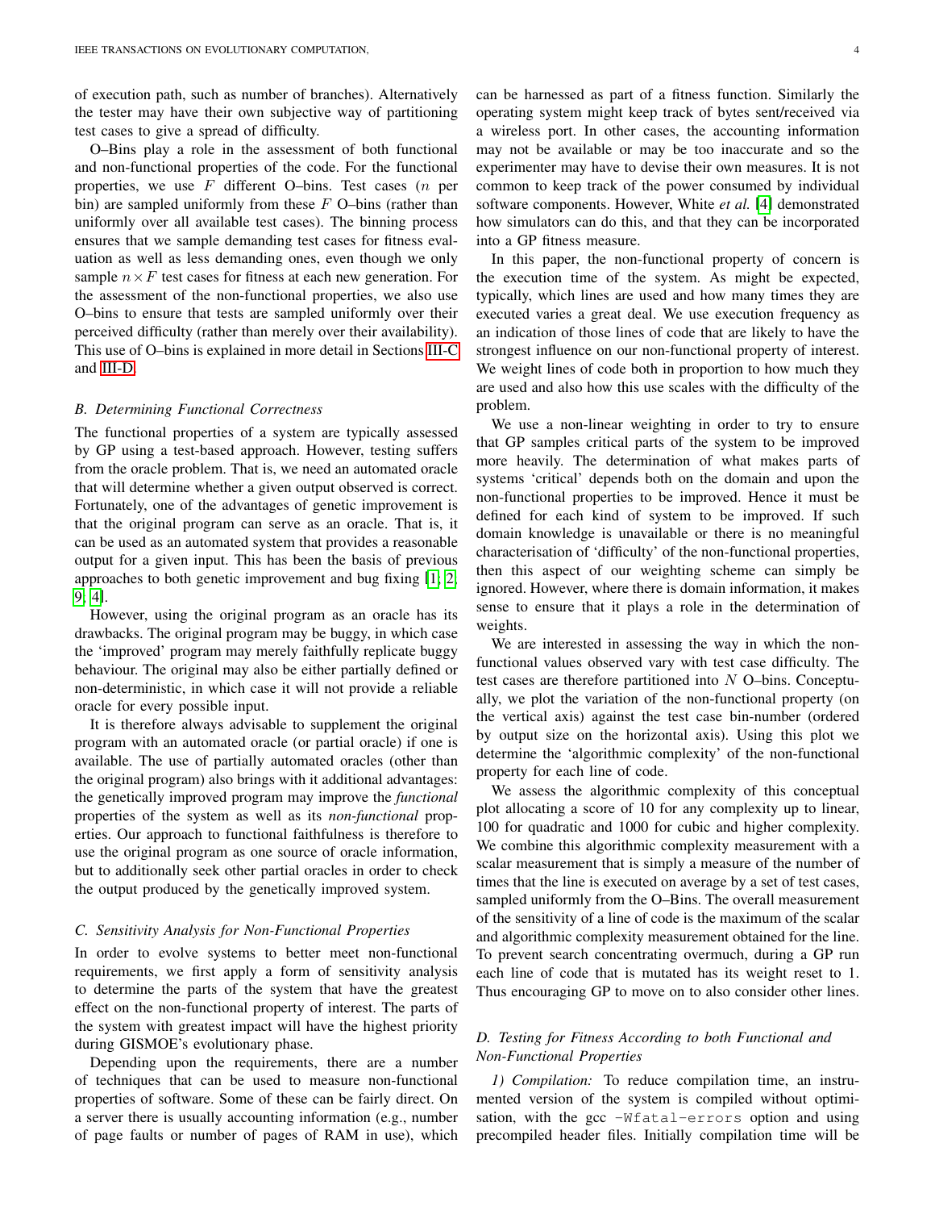of execution path, such as number of branches). Alternatively the tester may have their own subjective way of partitioning test cases to give a spread of difficulty.

O–Bins play a role in the assessment of both functional and non-functional properties of the code. For the functional properties, we use $F$ different O–bins. Test cases ($n$ per bin) are sampled uniformly from these $F$ O–bins (rather than uniformly over all available test cases). The binning process ensures that we sample demanding test cases for fitness evaluation as well as less demanding ones, even though we only sample $n \times F$ test cases for fitness at each new generation. For the assessment of the non-functional properties, we also use O–bins to ensure that tests are sampled uniformly over their perceived difficulty (rather than merely over their availability). This use of O–bins is explained in more detail in Sections III-C and III-D.

### B. Determining Functional Correctness

The functional properties of a system are typically assessed by GP using a test-based approach. However, testing suffers from the oracle problem. That is, we need an automated oracle that will determine whether a given output observed is correct. Fortunately, one of the advantages of genetic improvement is that the original program can serve as an oracle. That is, it can be used as an automated system that provides a reasonable output for a given input. This has been the basis of previous approaches to both genetic improvement and bug fixing [1, 2, 9, 4].

However, using the original program as an oracle has its drawbacks. The original program may be buggy, in which case the 'improved' program may merely faithfully replicate buggy behaviour. The original may also be either partially defined or non-deterministic, in which case it will not provide a reliable oracle for every possible input.

It is therefore always advisable to supplement the original program with an automated oracle (or partial oracle) if one is available. The use of partially automated oracles (other than the original program) also brings with it additional advantages: the genetically improved program may improve the *functional* properties of the system as well as its *non-functional* properties. Our approach to functional faithfulness is therefore to use the original program as one source of oracle information, but to additionally seek other partial oracles in order to check the output produced by the genetically improved system.

### C. Sensitivity Analysis for Non-Functional Properties

In order to evolve systems to better meet non-functional requirements, we first apply a form of sensitivity analysis to determine the parts of the system that have the greatest effect on the non-functional property of interest. The parts of the system with greatest impact will have the highest priority during GISMOE's evolutionary phase.

Depending upon the requirements, there are a number of techniques that can be used to measure non-functional properties of software. Some of these can be fairly direct. On a server there is usually accounting information (e.g., number of page faults or number of pages of RAM in use), which can be harnessed as part of a fitness function. Similarly the operating system might keep track of bytes sent/received via a wireless port. In other cases, the accounting information may not be available or may be too inaccurate and so the experimenter may have to devise their own measures. It is not common to keep track of the power consumed by individual software components. However, White *et al.* [4] demonstrated how simulators can do this, and that they can be incorporated into a GP fitness measure.

In this paper, the non-functional property of concern is the execution time of the system. As might be expected, typically, which lines are used and how many times they are executed varies a great deal. We use execution frequency as an indication of those lines of code that are likely to have the strongest influence on our non-functional property of interest. We weight lines of code both in proportion to how much they are used and also how this use scales with the difficulty of the problem.

We use a non-linear weighting in order to try to ensure that GP samples critical parts of the system to be improved more heavily. The determination of what makes parts of systems 'critical' depends both on the domain and upon the non-functional properties to be improved. Hence it must be defined for each kind of system to be improved. If such domain knowledge is unavailable or there is no meaningful characterisation of 'difficulty' of the non-functional properties, then this aspect of our weighting scheme can simply be ignored. However, where there is domain information, it makes sense to ensure that it plays a role in the determination of weights.

We are interested in assessing the way in which the non-functional values observed vary with test case difficulty. The test cases are therefore partitioned into $N$ O–bins. Conceptually, we plot the variation of the non-functional property (on the vertical axis) against the test case bin-number (ordered by output size on the horizontal axis). Using this plot we determine the 'algorithmic complexity' of the non-functional property for each line of code.

We assess the algorithmic complexity of this conceptual plot allocating a score of 10 for any complexity up to linear, 100 for quadratic and 1000 for cubic and higher complexity. We combine this algorithmic complexity measurement with a scalar measurement that is simply a measure of the number of times that the line is executed on average by a set of test cases, sampled uniformly from the O–Bins. The overall measurement of the sensitivity of a line of code is the maximum of the scalar and algorithmic complexity measurement obtained for the line. To prevent search concentrating overmuch, during a GP run each line of code that is mutated has its weight reset to 1. Thus encouraging GP to move on to also consider other lines.

### D. Testing for Fitness According to both Functional and Non-Functional Properties

*1) Compilation:* To reduce compilation time, an instrumented version of the system is compiled without optimisation, with the gcc `-Wfatal-errors` option and using precompiled header files. Initially compilation time will be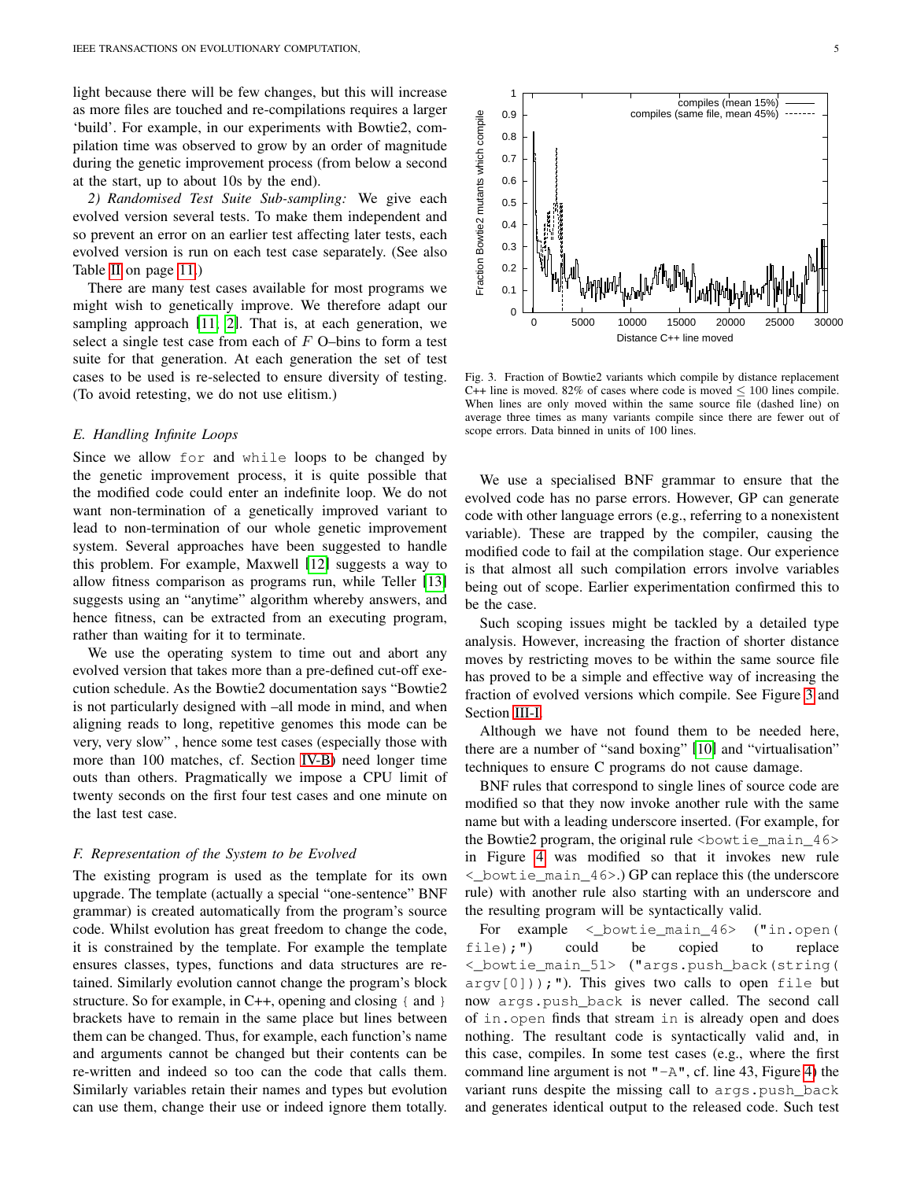light because there will be few changes, but this will increase as more files are touched and re-compilations requires a larger 'build'. For example, in our experiments with Bowtie2, compilation time was observed to grow by an order of magnitude during the genetic improvement process (from below a second at the start, up to about 10s by the end).

*2) Randomised Test Suite Sub-sampling:* We give each evolved version several tests. To make them independent and so prevent an error on an earlier test affecting later tests, each evolved version is run on each test case separately. (See also Table II on page 11.)

There are many test cases available for most programs we might wish to genetically improve. We therefore adapt our sampling approach [11], [2]. That is, at each generation, we select a single test case from each of $F$ O–bins to form a test suite for that generation. At each generation the set of test cases to be used is re-selected to ensure diversity of testing. (To avoid retesting, we do not use elitism.)

### *E. Handling Infinite Loops*

Since we allow `for` and `while` loops to be changed by the genetic improvement process, it is quite possible that the modified code could enter an indefinite loop. We do not want non-termination of a genetically improved variant to lead to non-termination of our whole genetic improvement system. Several approaches have been suggested to handle this problem. For example, Maxwell [12] suggests a way to allow fitness comparison as programs run, while Teller [13] suggests using an "anytime" algorithm whereby answers, and hence fitness, can be extracted from an executing program, rather than waiting for it to terminate.

We use the operating system to time out and abort any evolved version that takes more than a pre-defined cut-off execution schedule. As the Bowtie2 documentation says "Bowtie2 is not particularly designed with –all mode in mind, and when aligning reads to long, repetitive genomes this mode can be very, very slow" , hence some test cases (especially those with more than 100 matches, cf. Section IV-B) need longer time outs than others. Pragmatically we impose a CPU limit of twenty seconds on the first four test cases and one minute on the last test case.

### *F. Representation of the System to be Evolved*

The existing program is used as the template for its own upgrade. The template (actually a special "one-sentence" BNF grammar) is created automatically from the program's source code. Whilst evolution has great freedom to change the code, it is constrained by the template. For example the template ensures classes, types, functions and data structures are retained. Similarly evolution cannot change the program's block structure. So for example, in C++, opening and closing { and } brackets have to remain in the same place but lines between them can be changed. Thus, for example, each function's name and arguments cannot be changed but their contents can be re-written and indeed so too can the code that calls them. Similarly variables retain their names and types but evolution can use them, change their use or indeed ignore them totally.

Fig. 3. Fraction of Bowtie2 variants which compile by distance replacement C++ line is moved. 82% of cases where code is moved $\leq$ 100 lines compile. When lines are only moved within the same source file (dashed line) on average three times as many variants compile since there are fewer out of scope errors. Data binned in units of 100 lines.

We use a specialised BNF grammar to ensure that the evolved code has no parse errors. However, GP can generate code with other language errors (e.g., referring to a nonexistent variable). These are trapped by the compiler, causing the modified code to fail at the compilation stage. Our experience is that almost all such compilation errors involve variables being out of scope. Earlier experimentation confirmed this to be the case.

Such scoping issues might be tackled by a detailed type analysis. However, increasing the fraction of shorter distance moves by restricting moves to be within the same source file has proved to be a simple and effective way of increasing the fraction of evolved versions which compile. See Figure 3 and Section III-I.

Although we have not found them to be needed here, there are a number of "sand boxing" [10] and "virtualisation" techniques to ensure C programs do not cause damage.

BNF rules that correspond to single lines of source code are modified so that they now invoke another rule with the same name but with a leading underscore inserted. (For example, for the Bowtie2 program, the original rule `<bowtie_main_46>` in Figure 4 was modified so that it invokes new rule `<_bowtie_main_46>`.) GP can replace this (the underscore rule) with another rule also starting with an underscore and the resulting program will be syntactically valid.

For example `<_bowtie_main_46>` (`"in.open(file);"`) could be copied to replace `<_bowtie_main_51>` (`"args.push_back(string(argv[0]));"`). This gives two calls to open `file` but now `args.push_back` is never called. The second call of `in.open` finds that stream `in` is already open and does nothing. The resultant code is syntactically valid and, in this case, compiles. In some test cases (e.g., where the first command line argument is not `"-A"`, cf. line 43, Figure 4) the variant runs despite the missing call to `args.push_back` and generates identical output to the released code. Such test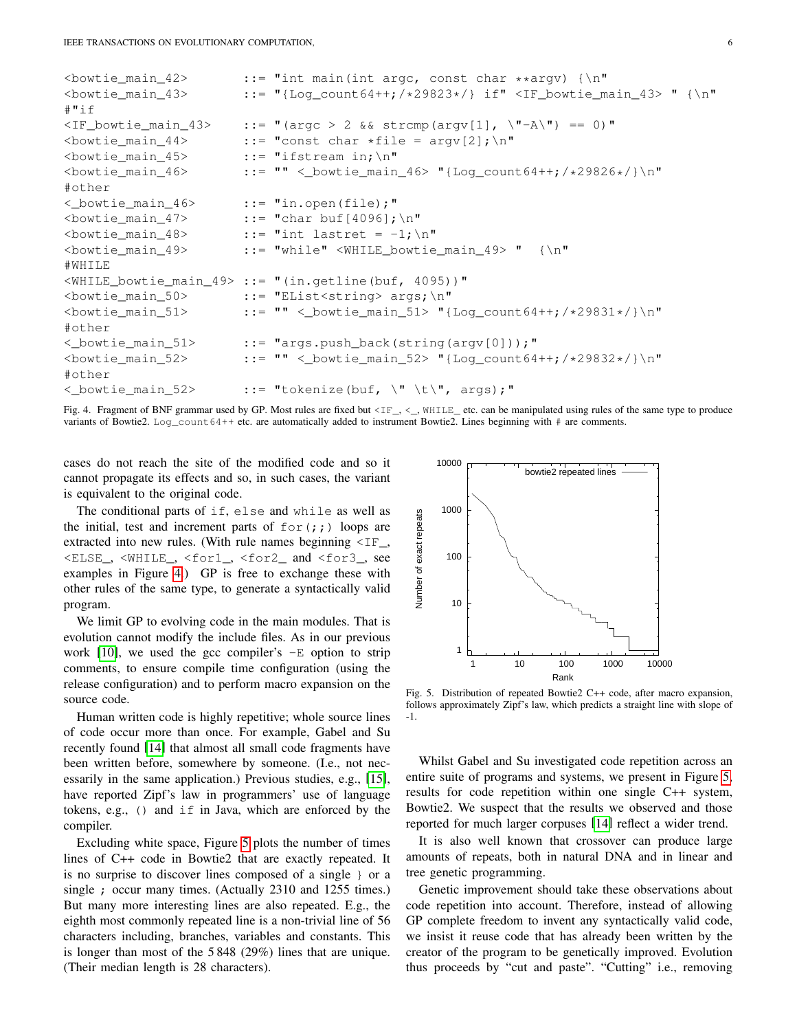```
<bowtie_main_42>         ::= "int main(int argc, const char **argv) {\n"
<bowtie_main_43>         ::= "{Log_count64++;/*29823*/} if" <IF_bowtie_main_43> " {\n"
#"if
<IF_bowtie_main_43>      ::= "(argc > 2 && strcmp(argv[1], \"-A\") == 0)"
<bowtie_main_44>         ::= "const char *file = argv[2];\n"
<bowtie_main_45>         ::= "ifstream in;\n"
<bowtie_main_46>         ::= "" <_bowtie_main_46> "{Log_count64++;/*29826*/}\n"
#other
<_bowtie_main_46>        ::= "in.open(file);"
<bowtie_main_47>         ::= "char buf[4096];\n"
<bowtie_main_48>         ::= "int lastret = -1;\n"
<bowtie_main_49>         ::= "while" <WHILE_bowtie_main_49> "  {\n"
#WHILE
<WHILE_bowtie_main_49>   ::= "(in.getline(buf, 4095))"
<bowtie_main_50>         ::= "EList<string> args;\n"
<bowtie_main_51>         ::= "" <_bowtie_main_51> "{Log_count64++;/*29831*/}\n"
#other
<_bowtie_main_51>        ::= "args.push_back(string(argv[0]));"
<bowtie_main_52>         ::= "" <_bowtie_main_52> "{Log_count64++;/*29832*/}\n"
#other
<_bowtie_main_52>        ::= "tokenize(buf, \" \t\", args);"
```

Fig. 4. Fragment of BNF grammar used by GP. Most rules are fixed but `<IF_`, `<_`, `WHILE_` etc. can be manipulated using rules of the same type to produce variants of Bowtie2. `Log_count64++` etc. are automatically added to instrument Bowtie2. Lines beginning with `#` are comments.

cases do not reach the site of the modified code and so it cannot propagate its effects and so, in such cases, the variant is equivalent to the original code.

The conditional parts of `if`, `else` and `while` as well as the initial, test and increment parts of `for(;;)` loops are extracted into new rules. (With rule names beginning `<IF_`, `<ELSE_`, `<WHILE_`, `<for1_`, `<for2_` and `<for3_`, see examples in Figure 4.) GP is free to exchange these with other rules of the same type, to generate a syntactically valid program.

We limit GP to evolving code in the main modules. That is evolution cannot modify the include files. As in our previous work [10], we used the gcc compiler's `-E` option to strip comments, to ensure compile time configuration (using the release configuration) and to perform macro expansion on the source code.

Human written code is highly repetitive; whole source lines of code occur more than once. For example, Gabel and Su recently found [14] that almost all small code fragments have been written before, somewhere by someone. (I.e., not necessarily in the same application.) Previous studies, e.g., [15], have reported Zipf's law in programmers' use of language tokens, e.g., `()` and `if` in Java, which are enforced by the compiler.

Excluding white space, Figure 5 plots the number of times lines of C++ code in Bowtie2 that are exactly repeated. It is no surprise to discover lines composed of a single `}` or a single `;` occur many times. (Actually 2310 and 1255 times.) But many more interesting lines are also repeated. E.g., the eighth most commonly repeated line is a non-trivial line of 56 characters including, branches, variables and constants. This is longer than most of the 5 848 (29%) lines that are unique. (Their median length is 28 characters).

Fig. 5. Distribution of repeated Bowtie2 C++ code, after macro expansion, follows approximately Zipf's law, which predicts a straight line with slope of -1.

Whilst Gabel and Su investigated code repetition across an entire suite of programs and systems, we present in Figure 5, results for code repetition within one single C++ system, Bowtie2. We suspect that the results we observed and those reported for much larger corpuses [14] reflect a wider trend.

It is also well known that crossover can produce large amounts of repeats, both in natural DNA and in linear and tree genetic programming.

Genetic improvement should take these observations about code repetition into account. Therefore, instead of allowing GP complete freedom to invent any syntactically valid code, we insist it reuse code that has already been written by the creator of the program to be genetically improved. Evolution thus proceeds by "cut and paste". "Cutting" i.e., removing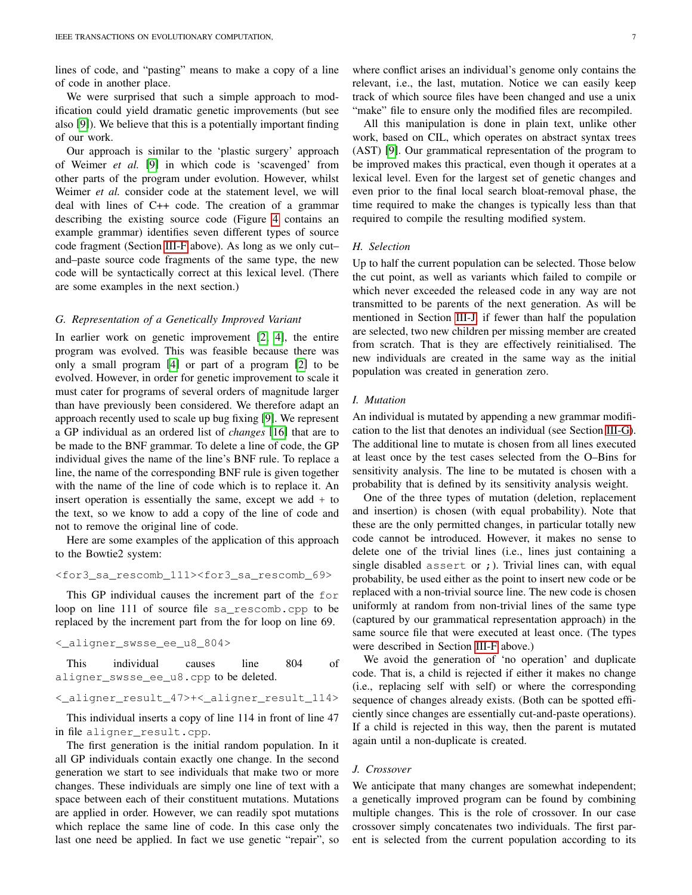lines of code, and "pasting" means to make a copy of a line of code in another place.

We were surprised that such a simple approach to modification could yield dramatic genetic improvements (but see also [9]). We believe that this is a potentially important finding of our work.

Our approach is similar to the 'plastic surgery' approach of Weimer *et al.* [9] in which code is 'scavenged' from other parts of the program under evolution. However, whilst Weimer *et al.* consider code at the statement level, we will deal with lines of C++ code. The creation of a grammar describing the existing source code (Figure 4 contains an example grammar) identifies seven different types of source code fragment (Section III-F above). As long as we only cut–and–paste source code fragments of the same type, the new code will be syntactically correct at this lexical level. (There are some examples in the next section.)

### G. Representation of a Genetically Improved Variant

In earlier work on genetic improvement [2], [4], the entire program was evolved. This was feasible because there was only a small program [4] or part of a program [2] to be evolved. However, in order for genetic improvement to scale it must cater for programs of several orders of magnitude larger than have previously been considered. We therefore adapt an approach recently used to scale up bug fixing [9]. We represent a GP individual as an ordered list of *changes* [16] that are to be made to the BNF grammar. To delete a line of code, the GP individual gives the name of the line's BNF rule. To replace a line, the name of the corresponding BNF rule is given together with the name of the line of code which is to replace it. An insert operation is essentially the same, except we add + to the text, so we know to add a copy of the line of code and not to remove the original line of code.

Here are some examples of the application of this approach to the Bowtie2 system:

```
<for3_sa_rescomb_111><for3_sa_rescomb_69>
```

This GP individual causes the increment part of the `for` loop on line 111 of source file `sa_rescomb.cpp` to be replaced by the increment part from the for loop on line 69.

```
<_aligner_swsse_ee_u8_804>
```

This individual causes line 804 of `aligner_swsse_ee_u8.cpp` to be deleted.

```
<_aligner_result_47>+<_aligner_result_114>
```

This individual inserts a copy of line 114 in front of line 47 in file `aligner_result.cpp`.

The first generation is the initial random population. In it all GP individuals contain exactly one change. In the second generation we start to see individuals that make two or more changes. These individuals are simply one line of text with a space between each of their constituent mutations. Mutations are applied in order. However, we can readily spot mutations which replace the same line of code. In this case only the last one need be applied. In fact we use genetic "repair", so where conflict arises an individual's genome only contains the relevant, i.e., the last, mutation. Notice we can easily keep track of which source files have been changed and use a unix "make" file to ensure only the modified files are recompiled.

All this manipulation is done in plain text, unlike other work, based on CIL, which operates on abstract syntax trees (AST) [9]. Our grammatical representation of the program to be improved makes this practical, even though it operates at a lexical level. Even for the largest set of genetic changes and even prior to the final local search bloat-removal phase, the time required to make the changes is typically less than that required to compile the resulting modified system.

### H. Selection

Up to half the current population can be selected. Those below the cut point, as well as variants which failed to compile or which never exceeded the released code in any way are not transmitted to be parents of the next generation. As will be mentioned in Section III-J, if fewer than half the population are selected, two new children per missing member are created from scratch. That is they are effectively reinitialised. The new individuals are created in the same way as the initial population was created in generation zero.

### I. Mutation

An individual is mutated by appending a new grammar modification to the list that denotes an individual (see Section III-G). The additional line to mutate is chosen from all lines executed at least once by the test cases selected from the O–Bins for sensitivity analysis. The line to be mutated is chosen with a probability that is defined by its sensitivity analysis weight.

One of the three types of mutation (deletion, replacement and insertion) is chosen (with equal probability). Note that these are the only permitted changes, in particular totally new code cannot be introduced. However, it makes no sense to delete one of the trivial lines (i.e., lines just containing a single disabled `assert` or `;`). Trivial lines can, with equal probability, be used either as the point to insert new code or be replaced with a non-trivial source line. The new code is chosen uniformly at random from non-trivial lines of the same type (captured by our grammatical representation approach) in the same source file that were executed at least once. (The types were described in Section III-F above.)

We avoid the generation of 'no operation' and duplicate code. That is, a child is rejected if either it makes no change (i.e., replacing self with self) or where the corresponding sequence of changes already exists. (Both can be spotted efficiently since changes are essentially cut-and-paste operations). If a child is rejected in this way, then the parent is mutated again until a non-duplicate is created.

### J. Crossover

We anticipate that many changes are somewhat independent; a genetically improved program can be found by combining multiple changes. This is the role of crossover. In our case crossover simply concatenates two individuals. The first parent is selected from the current population according to its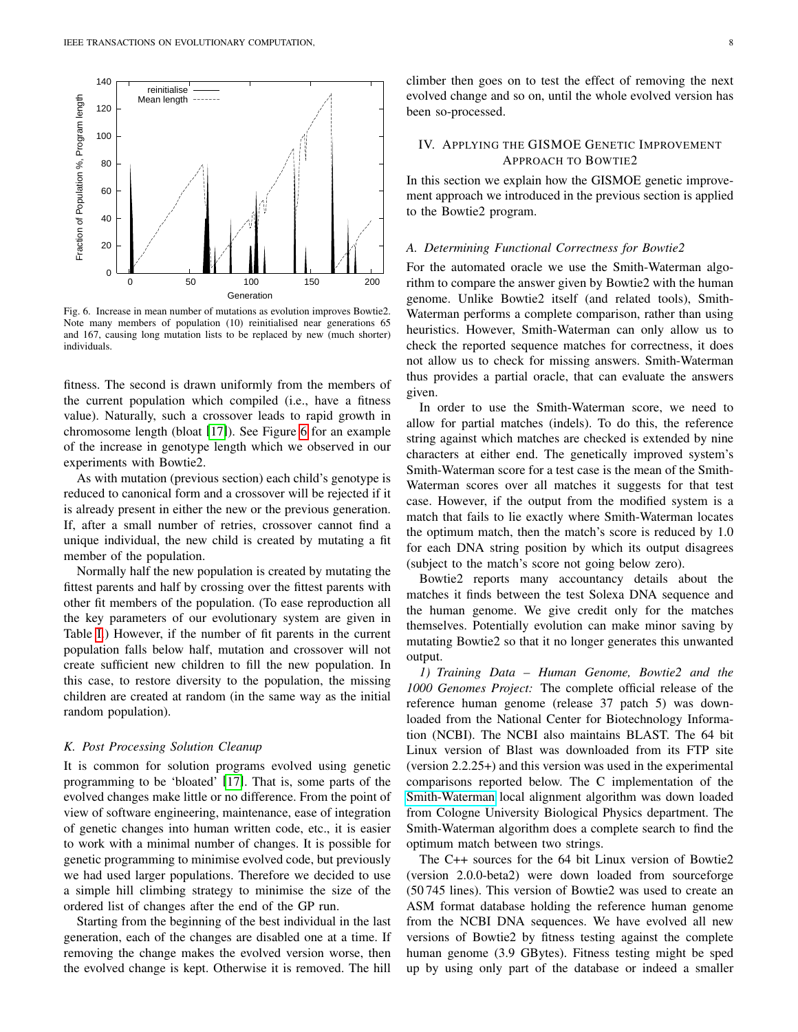140
120
100
80
60
40
20
0

0 50 100 150 200

Generation

Fraction of Population %, Program length

reinitialise
Mean length

Fig. 6. Increase in mean number of mutations as evolution improves Bowtie2. Note many members of population (10) reinitialised near generations 65 and 167, causing long mutation lists to be replaced by new (much shorter) individuals.

fitness. The second is drawn uniformly from the members of the current population which compiled (i.e., have a fitness value). Naturally, such a crossover leads to rapid growth in chromosome length (bloat [17]). See Figure 6 for an example of the increase in genotype length which we observed in our experiments with Bowtie2.

As with mutation (previous section) each child's genotype is reduced to canonical form and a crossover will be rejected if it is already present in either the new or the previous generation. If, after a small number of retries, crossover cannot find a unique individual, the new child is created by mutating a fit member of the population.

Normally half the new population is created by mutating the fittest parents and half by crossing over the fittest parents with other fit members of the population. (To ease reproduction all the key parameters of our evolutionary system are given in Table I.) However, if the number of fit parents in the current population falls below half, mutation and crossover will not create sufficient new children to fill the new population. In this case, to restore diversity to the population, the missing children are created at random (in the same way as the initial random population).

### K. Post Processing Solution Cleanup

It is common for solution programs evolved using genetic programming to be 'bloated' [17]. That is, some parts of the evolved changes make little or no difference. From the point of view of software engineering, maintenance, ease of integration of genetic changes into human written code, etc., it is easier to work with a minimal number of changes. It is possible for genetic programming to minimise evolved code, but previously we had used larger populations. Therefore we decided to use a simple hill climbing strategy to minimise the size of the ordered list of changes after the end of the GP run.

Starting from the beginning of the best individual in the last generation, each of the changes are disabled one at a time. If removing the change makes the evolved version worse, then the evolved change is kept. Otherwise it is removed. The hill climber then goes on to test the effect of removing the next evolved change and so on, until the whole evolved version has been so-processed.

## IV. Applying the GISMOE Genetic Improvement Approach to Bowtie2

In this section we explain how the GISMOE genetic improvement approach we introduced in the previous section is applied to the Bowtie2 program.

### A. Determining Functional Correctness for Bowtie2

For the automated oracle we use the Smith-Waterman algorithm to compare the answer given by Bowtie2 with the human genome. Unlike Bowtie2 itself (and related tools), Smith-Waterman performs a complete comparison, rather than using heuristics. However, Smith-Waterman can only allow us to check the reported sequence matches for correctness, it does not allow us to check for missing answers. Smith-Waterman thus provides a partial oracle, that can evaluate the answers given.

In order to use the Smith-Waterman score, we need to allow for partial matches (indels). To do this, the reference string against which matches are checked is extended by nine characters at either end. The genetically improved system's Smith-Waterman score for a test case is the mean of the Smith-Waterman scores over all matches it suggests for that test case. However, if the output from the modified system is a match that fails to lie exactly where Smith-Waterman locates the optimum match, then the match's score is reduced by 1.0 for each DNA string position by which its output disagrees (subject to the match's score not going below zero).

Bowtie2 reports many accountancy details about the matches it finds between the test Solexa DNA sequence and the human genome. We give credit only for the matches themselves. Potentially evolution can make minor saving by mutating Bowtie2 so that it no longer generates this unwanted output.

*1) Training Data – Human Genome, Bowtie2 and the 1000 Genomes Project:* The complete official release of the reference human genome (release 37 patch 5) was downloaded from the National Center for Biotechnology Information (NCBI). The NCBI also maintains BLAST. The 64 bit Linux version of Blast was downloaded from its FTP site (version 2.2.25+) and this version was used in the experimental comparisons reported below. The C implementation of the Smith-Waterman local alignment algorithm was down loaded from Cologne University Biological Physics department. The Smith-Waterman algorithm does a complete search to find the optimum match between two strings.

The C++ sources for the 64 bit Linux version of Bowtie2 (version 2.0.0-beta2) were down loaded from sourceforge (50 745 lines). This version of Bowtie2 was used to create an ASM format database holding the reference human genome from the NCBI DNA sequences. We have evolved all new versions of Bowtie2 by fitness testing against the complete human genome (3.9 GBytes). Fitness testing might be sped up by using only part of the database or indeed a smaller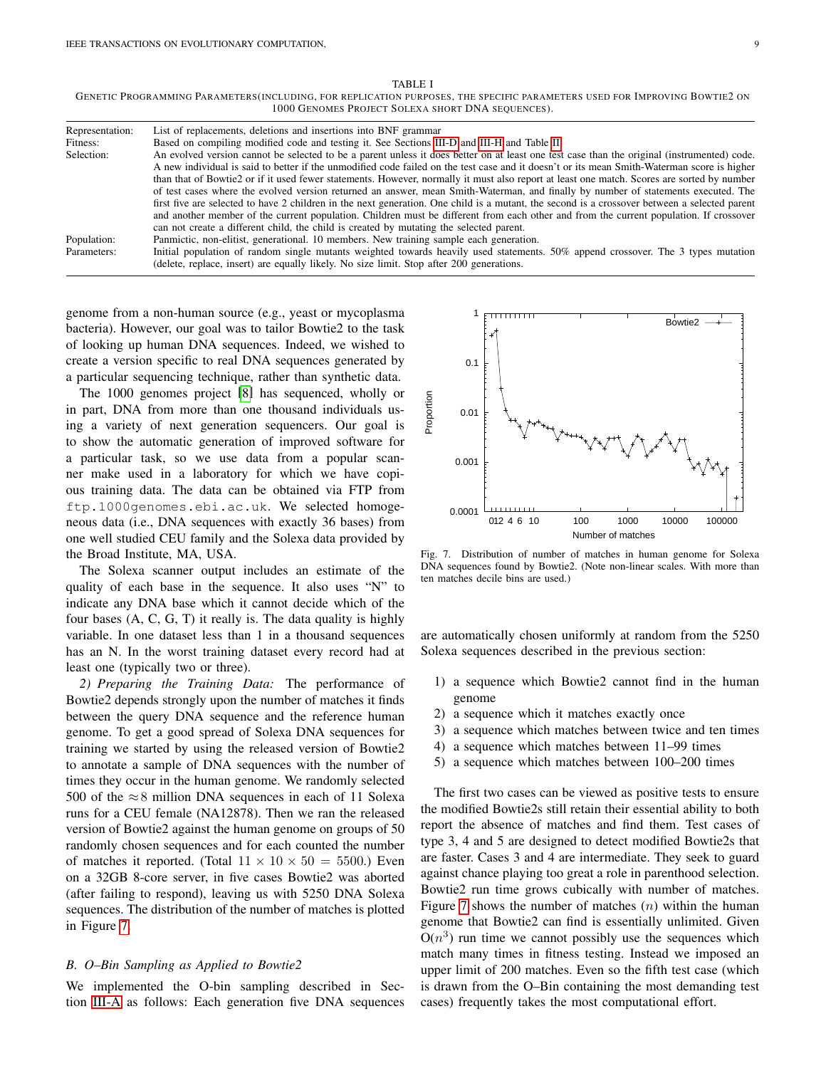TABLE I
GENETIC PROGRAMMING PARAMETERS(INCLUDING, FOR REPLICATION PURPOSES, THE SPECIFIC PARAMETERS USED FOR IMPROVING BOWTIE2 ON 1000 GENOMES PROJECT SOLEXA SHORT DNA SEQUENCES).

| | |
|---|---|
| Representation: | List of replacements, deletions and insertions into BNF grammar |
| Fitness: | Based on compiling modified code and testing it. See Sections III-D and III-H and Table II |
| Selection: | An evolved version cannot be selected to be a parent unless it does better on at least one test case than the original (instrumented) code. A new individual is said to better if the unmodified code failed on the test case and it doesn't or its mean Smith-Waterman score is higher than that of Bowtie2 or if it used fewer statements. However, normally it must also report at least one match. Scores are sorted by number of test cases where the evolved version returned an answer, mean Smith-Waterman, and finally by number of statements executed. The first five are selected to have 2 children in the next generation. One child is a mutant, the second is a crossover between a selected parent and another member of the current population. Children must be different from each other and from the current population. If crossover can not create a different child, the child is created by mutating the selected parent. |
| Population: | Panmictic, non-elitist, generational. 10 members. New training sample each generation. |
| Parameters: | Initial population of random single mutants weighted towards heavily used statements. 50% append crossover. The 3 types mutation (delete, replace, insert) are equally likely. No size limit. Stop after 200 generations. |

genome from a non-human source (e.g., yeast or mycoplasma bacteria). However, our goal was to tailor Bowtie2 to the task of looking up human DNA sequences. Indeed, we wished to create a version specific to real DNA sequences generated by a particular sequencing technique, rather than synthetic data.

The 1000 genomes project [8] has sequenced, wholly or in part, DNA from more than one thousand individuals using a variety of next generation sequencers. Our goal is to show the automatic generation of improved software for a particular task, so we use data from a popular scanner make used in a laboratory for which we have copious training data. The data can be obtained via FTP from `ftp.1000genomes.ebi.ac.uk`. We selected homogeneous data (i.e., DNA sequences with exactly 36 bases) from one well studied CEU family and the Solexa data provided by the Broad Institute, MA, USA.

The Solexa scanner output includes an estimate of the quality of each base in the sequence. It also uses "N" to indicate any DNA base which it cannot decide which of the four bases (A, C, G, T) it really is. The data quality is highly variable. In one dataset less than 1 in a thousand sequences has an N. In the worst training dataset every record had at least one (typically two or three).

*2) Preparing the Training Data:* The performance of Bowtie2 depends strongly upon the number of matches it finds between the query DNA sequence and the reference human genome. To get a good spread of Solexa DNA sequences for training we started by using the released version of Bowtie2 to annotate a sample of DNA sequences with the number of times they occur in the human genome. We randomly selected 500 of the $\approx 8$ million DNA sequences in each of 11 Solexa runs for a CEU female (NA12878). Then we ran the released version of Bowtie2 against the human genome on groups of 50 randomly chosen sequences and for each counted the number of matches it reported. (Total $11 \times 10 \times 50 = 5500$.) Even on a 32GB 8-core server, in five cases Bowtie2 was aborted (after failing to respond), leaving us with 5250 DNA Solexa sequences. The distribution of the number of matches is plotted in Figure 7.

Fig. 7. Distribution of number of matches in human genome for Solexa DNA sequences found by Bowtie2. (Note non-linear scales. With more than ten matches decile bins are used.)

### B. O–Bin Sampling as Applied to Bowtie2

We implemented the O-bin sampling described in Section III-A as follows: Each generation five DNA sequences are automatically chosen uniformly at random from the 5250 Solexa sequences described in the previous section:

1) a sequence which Bowtie2 cannot find in the human genome
2) a sequence which it matches exactly once
3) a sequence which matches between twice and ten times
4) a sequence which matches between 11–99 times
5) a sequence which matches between 100–200 times

The first two cases can be viewed as positive tests to ensure the modified Bowtie2s still retain their essential ability to both report the absence of matches and find them. Test cases of type 3, 4 and 5 are designed to detect modified Bowtie2s that are faster. Cases 3 and 4 are intermediate. They seek to guard against chance playing too great a role in parenthood selection. Bowtie2 run time grows cubically with number of matches. Figure 7 shows the number of matches ($n$) within the human genome that Bowtie2 can find is essentially unlimited. Given $O(n^3)$ run time we cannot possibly use the sequences which match many times in fitness testing. Instead we imposed an upper limit of 200 matches. Even so the fifth test case (which is drawn from the O–Bin containing the most demanding test cases) frequently takes the most computational effort.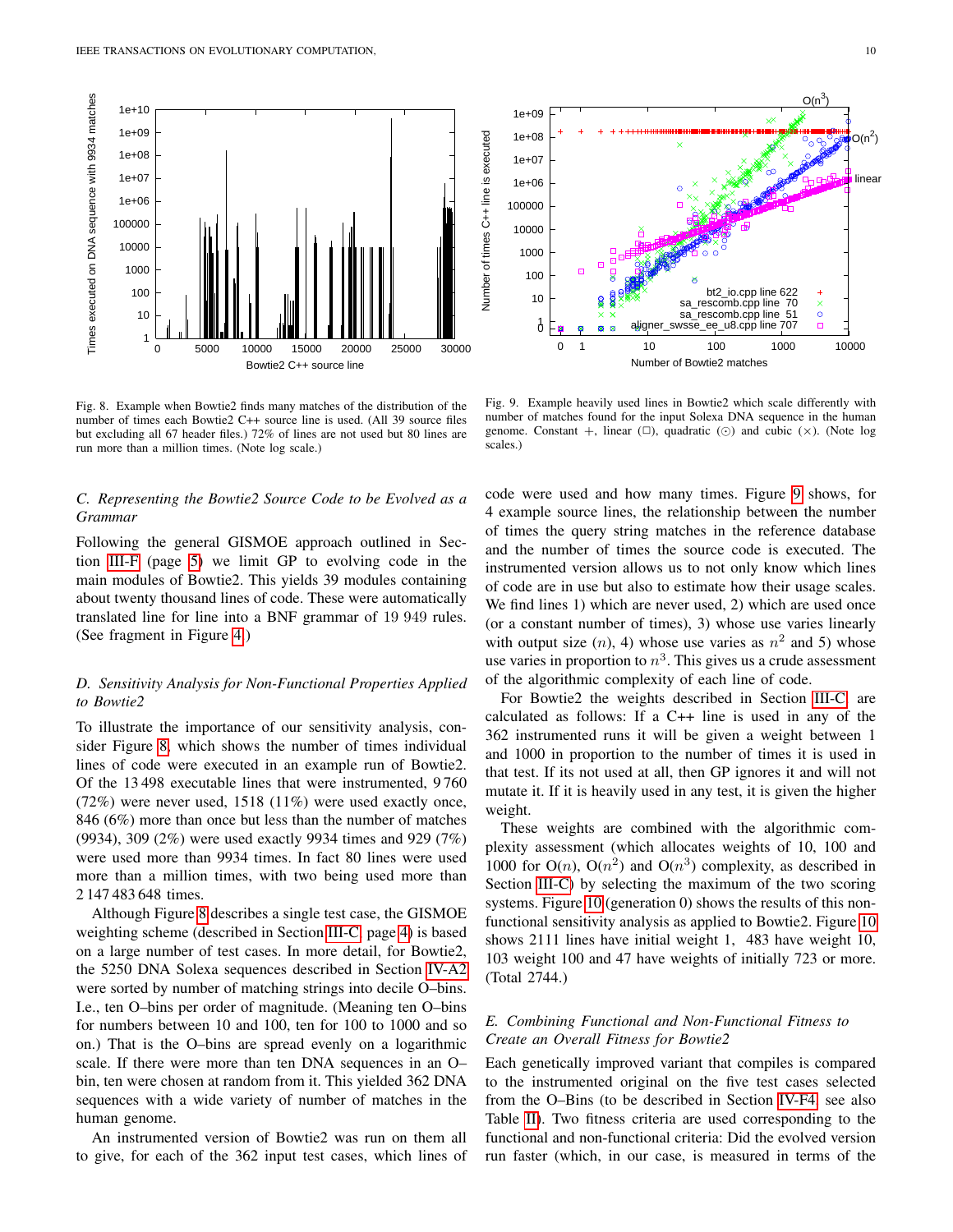Fig. 8. Example when Bowtie2 finds many matches of the distribution of the number of times each Bowtie2 C++ source line is used. (All 39 source files but excluding all 67 header files.) 72% of lines are not used but 80 lines are run more than a million times. (Note log scale.)

Fig. 9. Example heavily used lines in Bowtie2 which scale differently with number of matches found for the input Solexa DNA sequence in the human genome. Constant +, linear (□), quadratic (⊙) and cubic (×). (Note log scales.)

### C. Representing the Bowtie2 Source Code to be Evolved as a Grammar

Following the general GISMOE approach outlined in Section III-F (page 5) we limit GP to evolving code in the main modules of Bowtie2. This yields 39 modules containing about twenty thousand lines of code. These were automatically translated line for line into a BNF grammar of 19 949 rules. (See fragment in Figure 4.)

### D. Sensitivity Analysis for Non-Functional Properties Applied to Bowtie2

To illustrate the importance of our sensitivity analysis, consider Figure 8, which shows the number of times individual lines of code were executed in an example run of Bowtie2. Of the 13 498 executable lines that were instrumented, 9 760 (72%) were never used, 1518 (11%) were used exactly once, 846 (6%) more than once but less than the number of matches (9934), 309 (2%) were used exactly 9934 times and 929 (7%) were used more than 9934 times. In fact 80 lines were used more than a million times, with two being used more than 2 147 483 648 times.

Although Figure 8 describes a single test case, the GISMOE weighting scheme (described in Section III-C, page 4) is based on a large number of test cases. In more detail, for Bowtie2, the 5250 DNA Solexa sequences described in Section IV-A2 were sorted by number of matching strings into decile O–bins. I.e., ten O–bins per order of magnitude. (Meaning ten O–bins for numbers between 10 and 100, ten for 100 to 1000 and so on.) That is the O–bins are spread evenly on a logarithmic scale. If there were more than ten DNA sequences in an O–bin, ten were chosen at random from it. This yielded 362 DNA sequences with a wide variety of number of matches in the human genome.

An instrumented version of Bowtie2 was run on them all to give, for each of the 362 input test cases, which lines of code were used and how many times. Figure 9 shows, for 4 example source lines, the relationship between the number of times the query string matches in the reference database and the number of times the source code is executed. The instrumented version allows us to not only know which lines of code are in use but also to estimate how their usage scales. We find lines 1) which are never used, 2) which are used once (or a constant number of times), 3) whose use varies linearly with output size ($n$), 4) whose use varies as $n^2$ and 5) whose use varies in proportion to $n^3$. This gives us a crude assessment of the algorithmic complexity of each line of code.

For Bowtie2 the weights described in Section III-C are calculated as follows: If a C++ line is used in any of the 362 instrumented runs it will be given a weight between 1 and 1000 in proportion to the number of times it is used in that test. If its not used at all, then GP ignores it and will not mutate it. If it is heavily used in any test, it is given the higher weight.

These weights are combined with the algorithmic complexity assessment (which allocates weights of 10, 100 and 1000 for O($n$), O($n^2$) and O($n^3$) complexity, as described in Section III-C) by selecting the maximum of the two scoring systems. Figure 10 (generation 0) shows the results of this non-functional sensitivity analysis as applied to Bowtie2. Figure 10 shows 2111 lines have initial weight 1, 483 have weight 10, 103 weight 100 and 47 have weights of initially 723 or more. (Total 2744.)

### E. Combining Functional and Non-Functional Fitness to Create an Overall Fitness for Bowtie2

Each genetically improved variant that compiles is compared to the instrumented original on the five test cases selected from the O–Bins (to be described in Section IV-F4, see also Table II). Two fitness criteria are used corresponding to the functional and non-functional criteria: Did the evolved version run faster (which, in our case, is measured in terms of the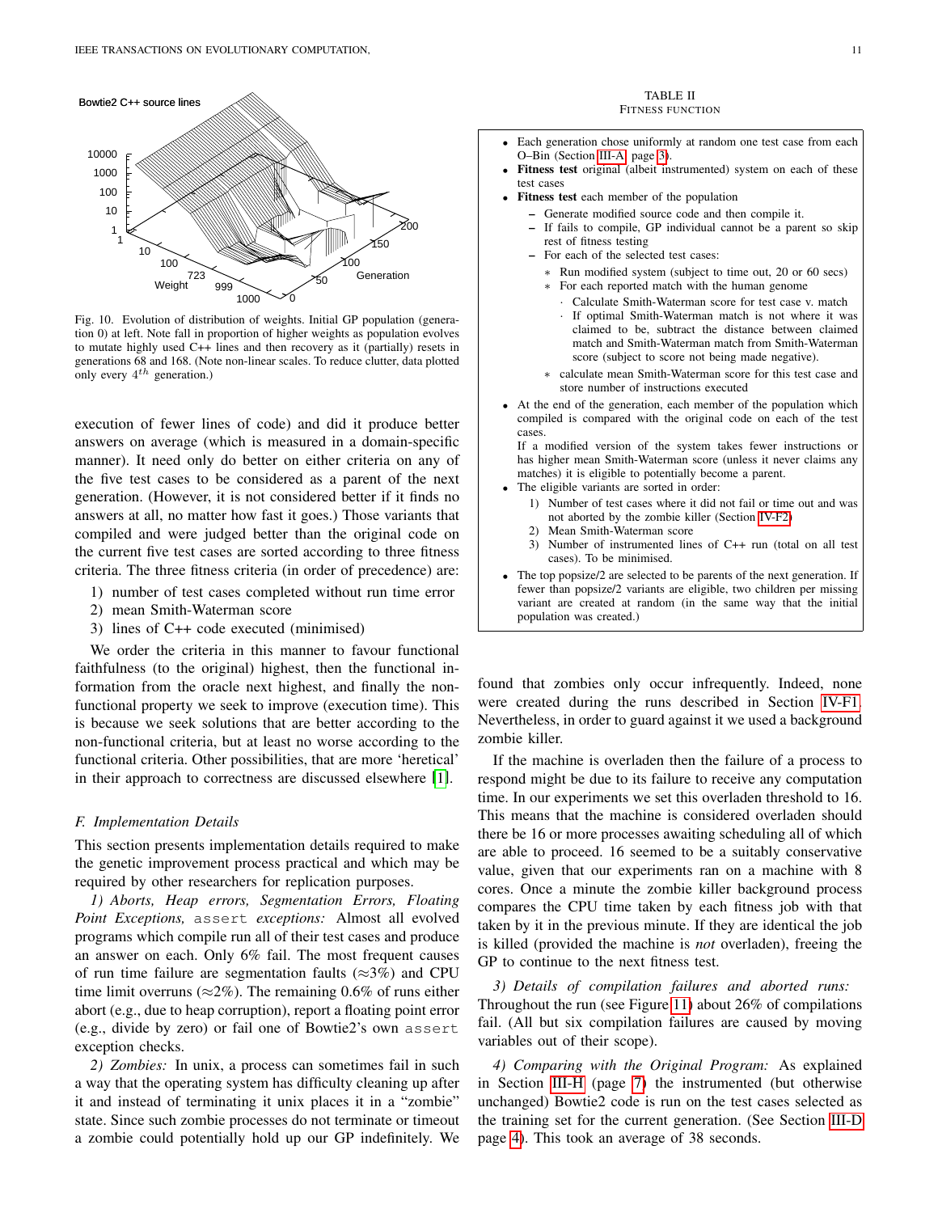Fig. 10. Evolution of distribution of weights. Initial GP population (generation 0) at left. Note fall in proportion of higher weights as population evolves to mutate highly used C++ lines and then recovery as it (partially) resets in generations 68 and 168. (Note non-linear scales. To reduce clutter, data plotted only every $4^{th}$ generation.)

execution of fewer lines of code) and did it produce better answers on average (which is measured in a domain-specific manner). It need only do better on either criteria on any of the five test cases to be considered as a parent of the next generation. (However, it is not considered better if it finds no answers at all, no matter how fast it goes.) Those variants that compiled and were judged better than the original code on the current five test cases are sorted according to three fitness criteria. The three fitness criteria (in order of precedence) are:

1) number of test cases completed without run time error
2) mean Smith-Waterman score
3) lines of C++ code executed (minimised)

We order the criteria in this manner to favour functional faithfulness (to the original) highest, then the functional information from the oracle next highest, and finally the non-functional property we seek to improve (execution time). This is because we seek solutions that are better according to the non-functional criteria, but at least no worse according to the functional criteria. Other possibilities, that are more 'heretical' in their approach to correctness are discussed elsewhere [1].

### F. Implementation Details

This section presents implementation details required to make the genetic improvement process practical and which may be required by other researchers for replication purposes.

*1) Aborts, Heap errors, Segmentation Errors, Floating Point Exceptions,* `assert` *exceptions:* Almost all evolved programs which compile run all of their test cases and produce an answer on each. Only 6% fail. The most frequent causes of run time failure are segmentation faults (≈3%) and CPU time limit overruns (≈2%). The remaining 0.6% of runs either abort (e.g., due to heap corruption), report a floating point error (e.g., divide by zero) or fail one of Bowtie2's own `assert` exception checks.

*2) Zombies:* In unix, a process can sometimes fail in such a way that the operating system has difficulty cleaning up after it and instead of terminating it unix places it in a "zombie" state. Since such zombie processes do not terminate or timeout a zombie could potentially hold up our GP indefinitely. We found that zombies only occur infrequently. Indeed, none were created during the runs described in Section IV-F1. Nevertheless, in order to guard against it we used a background zombie killer.

If the machine is overladen then the failure of a process to respond might be due to its failure to receive any computation time. In our experiments we set this overladen threshold to 16. This means that the machine is considered overladen should there be 16 or more processes awaiting scheduling all of which are able to proceed. 16 seemed to be a suitably conservative value, given that our experiments ran on a machine with 8 cores. Once a minute the zombie killer background process compares the CPU time taken by each fitness job with that taken by it in the previous minute. If they are identical the job is killed (provided the machine is *not* overladen), freeing the GP to continue to the next fitness test.

*3) Details of compilation failures and aborted runs:* Throughout the run (see Figure 11) about 26% of compilations fail. (All but six compilation failures are caused by moving variables out of their scope).

*4) Comparing with the Original Program:* As explained in Section III-H (page 7) the instrumented (but otherwise unchanged) Bowtie2 code is run on the test cases selected as the training set for the current generation. (See Section III-D page 4). This took an average of 38 seconds.

TABLE II
FITNESS FUNCTION

- Each generation chose uniformly at random one test case from each O–Bin (Section III-A page 3).
- **Fitness test** original (albeit instrumented) system on each of these test cases
- **Fitness test** each member of the population
  - Generate modified source code and then compile it.
  - If fails to compile, GP individual cannot be a parent so skip rest of fitness testing
  - For each of the selected test cases:
    - Run modified system (subject to time out, 20 or 60 secs)
    - For each reported match with the human genome
      - Calculate Smith-Waterman score for test case v. match
      - If optimal Smith-Waterman match is not where it was claimed to be, subtract the distance between claimed match and Smith-Waterman match from Smith-Waterman score (subject to score not being made negative).
    - calculate mean Smith-Waterman score for this test case and store number of instructions executed
- At the end of the generation, each member of the population which compiled is compared with the original code on each of the test cases.
  If a modified version of the system takes fewer instructions or has higher mean Smith-Waterman score (unless it never claims any matches) it is eligible to potentially become a parent.
- The eligible variants are sorted in order:
  1) Number of test cases where it did not fail or time out and was not aborted by the zombie killer (Section IV-F2)
  2) Mean Smith-Waterman score
  3) Number of instrumented lines of C++ run (total on all test cases). To be minimised.
- The top popsize/2 are selected to be parents of the next generation. If fewer than popsize/2 variants are eligible, two children per missing variant are created at random (in the same way that the initial population was created.)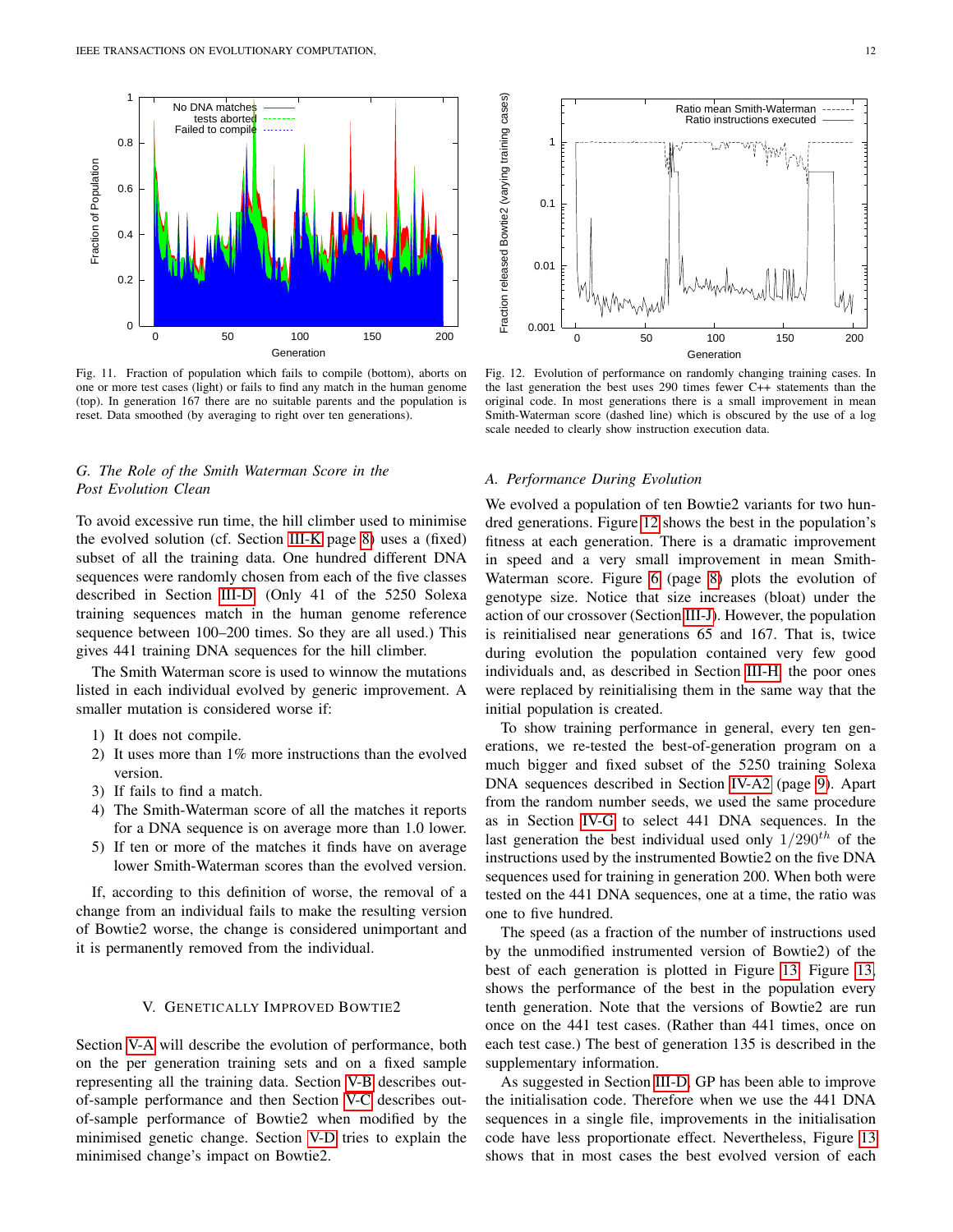Fig. 11. Fraction of population which fails to compile (bottom), aborts on one or more test cases (light) or fails to find any match in the human genome (top). In generation 167 there are no suitable parents and the population is reset. Data smoothed (by averaging to right over ten generations).

Fig. 12. Evolution of performance on randomly changing training cases. In the last generation the best uses 290 times fewer C++ statements than the original code. In most generations there is a small improvement in mean Smith-Waterman score (dashed line) which is obscured by the use of a log scale needed to clearly show instruction execution data.

### G. The Role of the Smith Waterman Score in the Post Evolution Clean

To avoid excessive run time, the hill climber used to minimise the evolved solution (cf. Section III-K page 8) uses a (fixed) subset of all the training data. One hundred different DNA sequences were randomly chosen from each of the five classes described in Section III-D. (Only 41 of the 5250 Solexa training sequences match in the human genome reference sequence between 100–200 times. So they are all used.) This gives 441 training DNA sequences for the hill climber.

The Smith Waterman score is used to winnow the mutations listed in each individual evolved by generic improvement. A smaller mutation is considered worse if:

1) It does not compile.
2) It uses more than 1% more instructions than the evolved version.
3) If fails to find a match.
4) The Smith-Waterman score of all the matches it reports for a DNA sequence is on average more than 1.0 lower.
5) If ten or more of the matches it finds have on average lower Smith-Waterman scores than the evolved version.

If, according to this definition of worse, the removal of a change from an individual fails to make the resulting version of Bowtie2 worse, the change is considered unimportant and it is permanently removed from the individual.

## V. Genetically Improved Bowtie2

Section V-A will describe the evolution of performance, both on the per generation training sets and on a fixed sample representing all the training data. Section V-B describes out-of-sample performance and then Section V-C describes out-of-sample performance of Bowtie2 when modified by the minimised genetic change. Section V-D tries to explain the minimised change's impact on Bowtie2.

### A. Performance During Evolution

We evolved a population of ten Bowtie2 variants for two hundred generations. Figure 12 shows the best in the population's fitness at each generation. There is a dramatic improvement in speed and a very small improvement in mean Smith-Waterman score. Figure 6 (page 8) plots the evolution of genotype size. Notice that size increases (bloat) under the action of our crossover (Section III-J). However, the population is reinitialised near generations 65 and 167. That is, twice during evolution the population contained very few good individuals and, as described in Section III-H, the poor ones were replaced by reinitialising them in the same way that the initial population is created.

To show training performance in general, every ten generations, we re-tested the best-of-generation program on a much bigger and fixed subset of the 5250 training Solexa DNA sequences described in Section IV-A2 (page 9). Apart from the random number seeds, we used the same procedure as in Section IV-G to select 441 DNA sequences. In the last generation the best individual used only $1/290^{th}$ of the instructions used by the instrumented Bowtie2 on the five DNA sequences used for training in generation 200. When both were tested on the 441 DNA sequences, one at a time, the ratio was one to five hundred.

The speed (as a fraction of the number of instructions used by the unmodified instrumented version of Bowtie2) of the best of each generation is plotted in Figure 13. Figure 13, shows the performance of the best in the population every tenth generation. Note that the versions of Bowtie2 are run once on the 441 test cases. (Rather than 441 times, once on each test case.) The best of generation 135 is described in the supplementary information.

As suggested in Section III-D, GP has been able to improve the initialisation code. Therefore when we use the 441 DNA sequences in a single file, improvements in the initialisation code have less proportionate effect. Nevertheless, Figure 13 shows that in most cases the best evolved version of each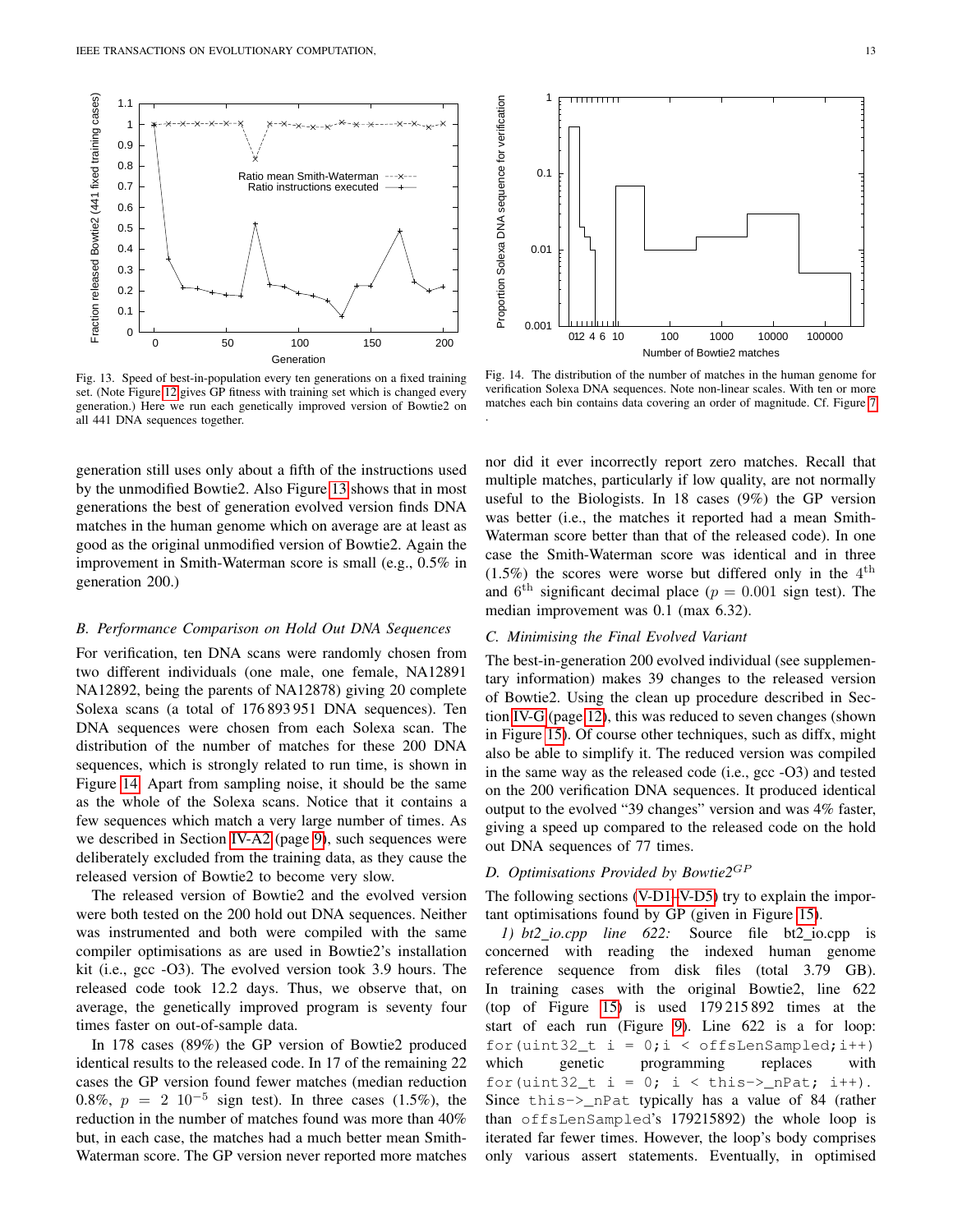Fig. 13. Speed of best-in-population every ten generations on a fixed training set. (Note Figure 12 gives GP fitness with training set which is changed every generation.) Here we run each genetically improved version of Bowtie2 on all 441 DNA sequences together.

Fig. 14. The distribution of the number of matches in the human genome for verification Solexa DNA sequences. Note non-linear scales. With ten or more matches each bin contains data covering an order of magnitude. Cf. Figure 7 .

generation still uses only about a fifth of the instructions used by the unmodified Bowtie2. Also Figure 13 shows that in most generations the best of generation evolved version finds DNA matches in the human genome which on average are at least as good as the original unmodified version of Bowtie2. Again the improvement in Smith-Waterman score is small (e.g., 0.5% in generation 200.)

### *B. Performance Comparison on Hold Out DNA Sequences*

For verification, ten DNA scans were randomly chosen from two different individuals (one male, one female, NA12891 NA12892, being the parents of NA12878) giving 20 complete Solexa scans (a total of 176 893 951 DNA sequences). Ten DNA sequences were chosen from each Solexa scan. The distribution of the number of matches for these 200 DNA sequences, which is strongly related to run time, is shown in Figure 14. Apart from sampling noise, it should be the same as the whole of the Solexa scans. Notice that it contains a few sequences which match a very large number of times. As we described in Section IV-A2 (page 9), such sequences were deliberately excluded from the training data, as they cause the released version of Bowtie2 to become very slow.

The released version of Bowtie2 and the evolved version were both tested on the 200 hold out DNA sequences. Neither was instrumented and both were compiled with the same compiler optimisations as are used in Bowtie2's installation kit (i.e., gcc -O3). The evolved version took 3.9 hours. The released code took 12.2 days. Thus, we observe that, on average, the genetically improved program is seventy four times faster on out-of-sample data.

In 178 cases (89%) the GP version of Bowtie2 produced identical results to the released code. In 17 of the remaining 22 cases the GP version found fewer matches (median reduction 0.8%, $p = 2\ 10^{-5}$ sign test). In three cases (1.5%), the reduction in the number of matches found was more than 40% but, in each case, the matches had a much better mean Smith-Waterman score. The GP version never reported more matches nor did it ever incorrectly report zero matches. Recall that multiple matches, particularly if low quality, are not normally useful to the Biologists. In 18 cases (9%) the GP version was better (i.e., the matches it reported had a mean Smith-Waterman score better than that of the released code). In one case the Smith-Waterman score was identical and in three (1.5%) the scores were worse but differed only in the $4^{\text{th}}$ and $6^{\text{th}}$ significant decimal place ($p = 0.001$ sign test). The median improvement was 0.1 (max 6.32).

### *C. Minimising the Final Evolved Variant*

The best-in-generation 200 evolved individual (see supplementary information) makes 39 changes to the released version of Bowtie2. Using the clean up procedure described in Section IV-G (page 12), this was reduced to seven changes (shown in Figure 15). Of course other techniques, such as diffx, might also be able to simplify it. The reduced version was compiled in the same way as the released code (i.e., gcc -O3) and tested on the 200 verification DNA sequences. It produced identical output to the evolved "39 changes" version and was 4% faster, giving a speed up compared to the released code on the hold out DNA sequences of 77 times.

### *D. Optimisations Provided by Bowtie2$^{GP}$*

The following sections (V-D1–V-D5) try to explain the important optimisations found by GP (given in Figure 15).

*1) bt2_io.cpp line 622:* Source file bt2_io.cpp is concerned with reading the indexed human genome reference sequence from disk files (total 3.79 GB). In training cases with the original Bowtie2, line 622 (top of Figure 15) is used 179 215 892 times at the start of each run (Figure 9). Line 622 is a for loop: `for(uint32_t i = 0;i < offsLenSampled;i++)` which genetic programming replaces with `for(uint32_t i = 0; i < this->_nPat; i++)`. Since `this->_nPat` typically has a value of 84 (rather than `offsLenSampled`'s 179215892) the whole loop is iterated far fewer times. However, the loop's body comprises only various assert statements. Eventually, in optimised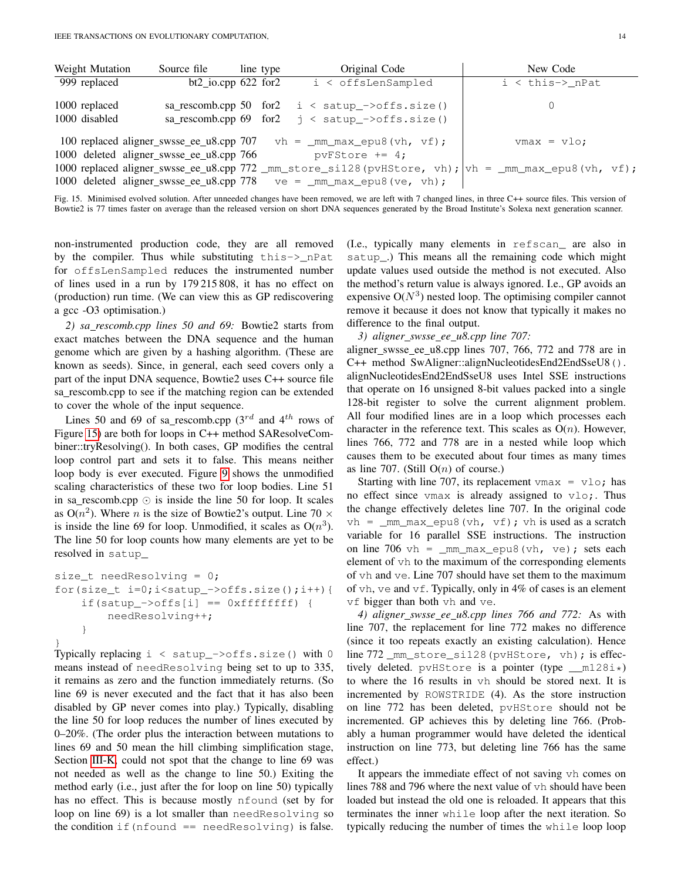| Weight | Mutation | Source file | line | type | Original Code | New Code |
|---|---|---|---|---|---|---|
| 999 | replaced | bt2_io.cpp | 622 | for2 | `i < offsLenSampled` | `i < this->_nPat` |
| 1000 | replaced | sa_rescomb.cpp | 50 | for2 | `i < satup_->offs.size()` | `0` |
| 1000 | disabled | sa_rescomb.cpp | 69 | for2 | `j < satup_->offs.size()` | |
| 100 | replaced | aligner_swsse_ee_u8.cpp | 707 | | `vh = _mm_max_epu8(vh, vf);` | `vmax = vlo;` |
| 1000 | deleted | aligner_swsse_ee_u8.cpp | 766 | | `pvFStore += 4;` | |
| 1000 | replaced | aligner_swsse_ee_u8.cpp | 772 | | `_mm_store_si128(pvHStore, vh);` | `vh = _mm_max_epu8(vh, vf);` |
| 1000 | deleted | aligner_swsse_ee_u8.cpp | 778 | | `ve = _mm_max_epu8(ve, vh);` | |

Fig. 15. Minimised evolved solution. After unneeded changes have been removed, we are left with 7 changed lines, in three C++ source files. This version of Bowtie2 is 77 times faster on average than the released version on short DNA sequences generated by the Broad Institute's Solexa next generation scanner.

non-instrumented production code, they are all removed by the compiler. Thus while substituting `this->_nPat` for `offsLenSampled` reduces the instrumented number of lines used in a run by 179 215 808, it has no effect on (production) run time. (We can view this as GP rediscovering a gcc -O3 optimisation.)

*2) sa_rescomb.cpp lines 50 and 69:* Bowtie2 starts from exact matches between the DNA sequence and the human genome which are given by a hashing algorithm. (These are known as seeds). Since, in general, each seed covers only a part of the input DNA sequence, Bowtie2 uses C++ source file sa_rescomb.cpp to see if the matching region can be extended to cover the whole of the input sequence.

Lines 50 and 69 of sa_rescomb.cpp ($3^{rd}$ and $4^{th}$ rows of Figure 15) are both for loops in C++ method SAResolveCombiner::tryResolving(). In both cases, GP modifies the central loop control part and sets it to false. This means neither loop body is ever executed. Figure 9 shows the unmodified scaling characteristics of these two for loop bodies. Line 51 in sa_rescomb.cpp ⊙ is inside the line 50 for loop. It scales as O($n^2$). Where $n$ is the size of Bowtie2's output. Line 70 × is inside the line 69 for loop. Unmodified, it scales as O($n^3$). The line 50 for loop counts how many elements are yet to be resolved in `satup_`

```
size_t needResolving = 0;
for(size_t i=0;i<satup_->offs.size();i++){
    if(satup_->offs[i] == 0xffffffff) {
        needResolving++;
    }
}
```

Typically replacing `i < satup_->offs.size()` with `0` means instead of `needResolving` being set to up to 335, it remains as zero and the function immediately returns. (So line 69 is never executed and the fact that it has also been disabled by GP never comes into play.) Typically, disabling the line 50 for loop reduces the number of lines executed by 0–20%. (The order plus the interaction between mutations to lines 69 and 50 mean the hill climbing simplification stage, Section III-K, could not spot that the change to line 69 was not needed as well as the change to line 50.) Exiting the method early (i.e., just after the for loop on line 50) typically has no effect. This is because mostly `nfound` (set by for loop on line 69) is a lot smaller than `needResolving` so the condition `if(nfound == needResolving)` is false. (I.e., typically many elements in `refscan_` are also in `satup_`.) This means all the remaining code which might update values used outside the method is not executed. Also the method's return value is always ignored. I.e., GP avoids an expensive O($N^3$) nested loop. The optimising compiler cannot remove it because it does not know that typically it makes no difference to the final output.

*3) aligner_swsse_ee_u8.cpp line 707:* aligner_swsse_ee_u8.cpp lines 707, 766, 772 and 778 are in C++ method `SwAligner::alignNucleotidesEnd2EndSseU8()`. alignNucleotidesEnd2EndSseU8 uses Intel SSE instructions that operate on 16 unsigned 8-bit values packed into a single 128-bit register to solve the current alignment problem. All four modified lines are in a loop which processes each character in the reference text. This scales as O($n$). However, lines 766, 772 and 778 are in a nested while loop which causes them to be executed about four times as many times as line 707. (Still O($n$) of course.)

Starting with line 707, its replacement `vmax = vlo;` has no effect since `vmax` is already assigned to `vlo;`. Thus the change effectively deletes line 707. In the original code `vh = _mm_max_epu8(vh, vf);` `vh` is used as a scratch variable for 16 parallel SSE instructions. The instruction on line 706 `vh = _mm_max_epu8(vh, ve);` sets each element of `vh` to the maximum of the corresponding elements of `vh` and `ve`. Line 707 should have set them to the maximum of `vh`, `ve` and `vf`. Typically, only in 4% of cases is an element `vf` bigger than both `vh` and `ve`.

*4) aligner_swsse_ee_u8.cpp lines 766 and 772:* As with line 707, the replacement for line 772 makes no difference (since it too repeats exactly an existing calculation). Hence line 772 `_mm_store_si128(pvHStore, vh);` is effectively deleted. `pvHStore` is a pointer (type `__m128i*`) to where the 16 results in `vh` should be stored next. It is incremented by `ROWSTRIDE` (4). As the store instruction on line 772 has been deleted, `pvHStore` should not be incremented. GP achieves this by deleting line 766. (Probably a human programmer would have deleted the identical instruction on line 773, but deleting line 766 has the same effect.)

It appears the immediate effect of not saving `vh` comes on lines 788 and 796 where the next value of `vh` should have been loaded but instead the old one is reloaded. It appears that this terminates the inner `while` loop after the next iteration. So typically reducing the number of times the `while` loop loop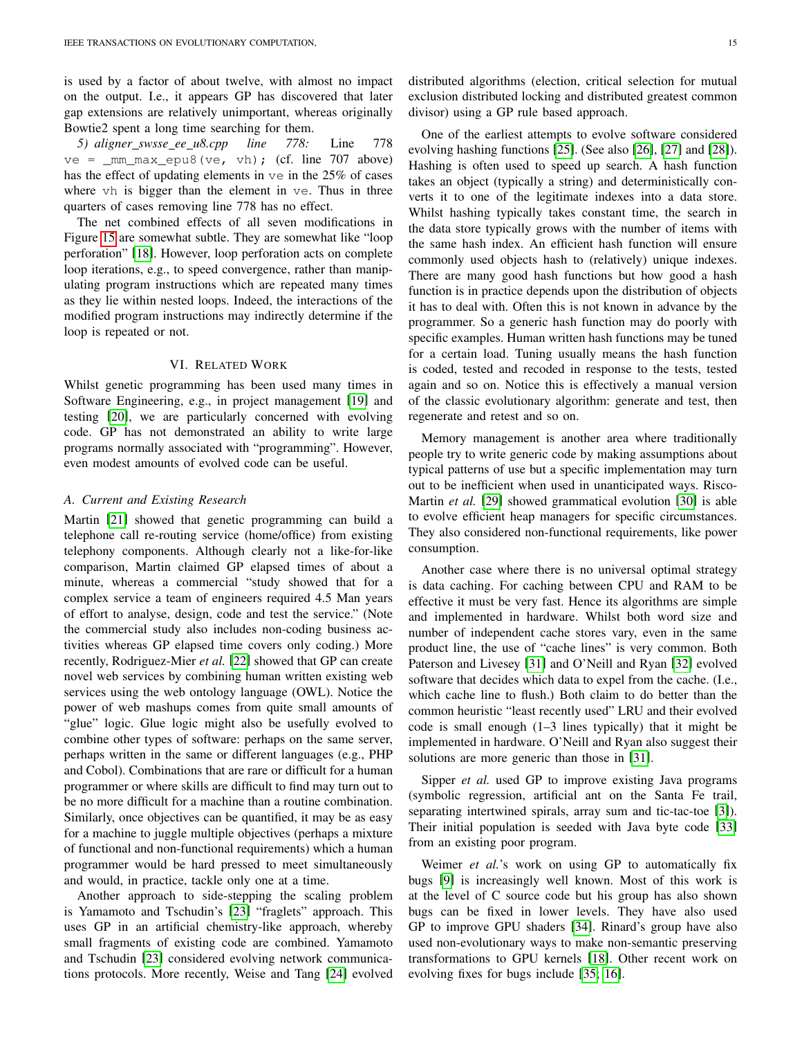is used by a factor of about twelve, with almost no impact on the output. I.e., it appears GP has discovered that later gap extensions are relatively unimportant, whereas originally Bowtie2 spent a long time searching for them.

*5) aligner_swsse_ee_u8.cpp line 778:* Line 778 `ve = _mm_max_epu8(ve, vh);` (cf. line 707 above) has the effect of updating elements in `ve` in the 25% of cases where `vh` is bigger than the element in `ve`. Thus in three quarters of cases removing line 778 has no effect.

The net combined effects of all seven modifications in Figure 15 are somewhat subtle. They are somewhat like "loop perforation" [18]. However, loop perforation acts on complete loop iterations, e.g., to speed convergence, rather than manipulating program instructions which are repeated many times as they lie within nested loops. Indeed, the interactions of the modified program instructions may indirectly determine if the loop is repeated or not.

## VI. Related Work

Whilst genetic programming has been used many times in Software Engineering, e.g., in project management [19] and testing [20], we are particularly concerned with evolving code. GP has not demonstrated an ability to write large programs normally associated with "programming". However, even modest amounts of evolved code can be useful.

### A. Current and Existing Research

Martin [21] showed that genetic programming can build a telephone call re-routing service (home/office) from existing telephony components. Although clearly not a like-for-like comparison, Martin claimed GP elapsed times of about a minute, whereas a commercial "study showed that for a complex service a team of engineers required 4.5 Man years of effort to analyse, design, code and test the service." (Note the commercial study also includes non-coding business activities whereas GP elapsed time covers only coding.) More recently, Rodriguez-Mier *et al.* [22] showed that GP can create novel web services by combining human written existing web services using the web ontology language (OWL). Notice the power of web mashups comes from quite small amounts of "glue" logic. Glue logic might also be usefully evolved to combine other types of software: perhaps on the same server, perhaps written in the same or different languages (e.g., PHP and Cobol). Combinations that are rare or difficult for a human programmer or where skills are difficult to find may turn out to be no more difficult for a machine than a routine combination. Similarly, once objectives can be quantified, it may be as easy for a machine to juggle multiple objectives (perhaps a mixture of functional and non-functional requirements) which a human programmer would be hard pressed to meet simultaneously and would, in practice, tackle only one at a time.

Another approach to side-stepping the scaling problem is Yamamoto and Tschudin's [23] "fraglets" approach. This uses GP in an artificial chemistry-like approach, whereby small fragments of existing code are combined. Yamamoto and Tschudin [23] considered evolving network communications protocols. More recently, Weise and Tang [24] evolved distributed algorithms (election, critical selection for mutual exclusion distributed locking and distributed greatest common divisor) using a GP rule based approach.

One of the earliest attempts to evolve software considered evolving hashing functions [25]. (See also [26], [27] and [28]). Hashing is often used to speed up search. A hash function takes an object (typically a string) and deterministically converts it to one of the legitimate indexes into a data store. Whilst hashing typically takes constant time, the search in the data store typically grows with the number of items with the same hash index. An efficient hash function will ensure commonly used objects hash to (relatively) unique indexes. There are many good hash functions but how good a hash function is in practice depends upon the distribution of objects it has to deal with. Often this is not known in advance by the programmer. So a generic hash function may do poorly with specific examples. Human written hash functions may be tuned for a certain load. Tuning usually means the hash function is coded, tested and recoded in response to the tests, tested again and so on. Notice this is effectively a manual version of the classic evolutionary algorithm: generate and test, then regenerate and retest and so on.

Memory management is another area where traditionally people try to write generic code by making assumptions about typical patterns of use but a specific implementation may turn out to be inefficient when used in unanticipated ways. Risco-Martin *et al.* [29] showed grammatical evolution [30] is able to evolve efficient heap managers for specific circumstances. They also considered non-functional requirements, like power consumption.

Another case where there is no universal optimal strategy is data caching. For caching between CPU and RAM to be effective it must be very fast. Hence its algorithms are simple and implemented in hardware. Whilst both word size and number of independent cache stores vary, even in the same product line, the use of "cache lines" is very common. Both Paterson and Livesey [31] and O'Neill and Ryan [32] evolved software that decides which data to expel from the cache. (I.e., which cache line to flush.) Both claim to do better than the common heuristic "least recently used" LRU and their evolved code is small enough (1–3 lines typically) that it might be implemented in hardware. O'Neill and Ryan also suggest their solutions are more generic than those in [31].

Sipper *et al.* used GP to improve existing Java programs (symbolic regression, artificial ant on the Santa Fe trail, separating intertwined spirals, array sum and tic-tac-toe [3]). Their initial population is seeded with Java byte code [33] from an existing poor program.

Weimer *et al.*'s work on using GP to automatically fix bugs [9] is increasingly well known. Most of this work is at the level of C source code but his group has also shown bugs can be fixed in lower levels. They have also used GP to improve GPU shaders [34]. Rinard's group have also used non-evolutionary ways to make non-semantic preserving transformations to GPU kernels [18]. Other recent work on evolving fixes for bugs include [35], [16].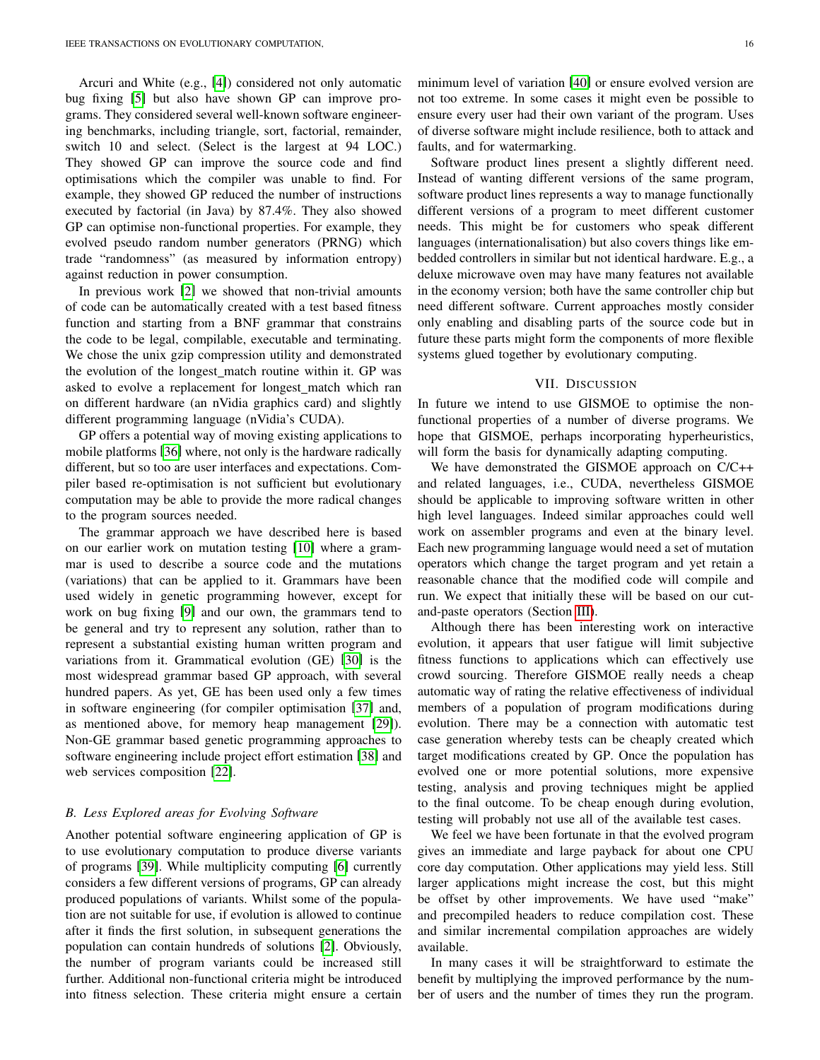Arcuri and White (e.g., [4]) considered not only automatic bug fixing [5] but also have shown GP can improve programs. They considered several well-known software engineering benchmarks, including triangle, sort, factorial, remainder, switch 10 and select. (Select is the largest at 94 LOC.) They showed GP can improve the source code and find optimisations which the compiler was unable to find. For example, they showed GP reduced the number of instructions executed by factorial (in Java) by 87.4%. They also showed GP can optimise non-functional properties. For example, they evolved pseudo random number generators (PRNG) which trade "randomness" (as measured by information entropy) against reduction in power consumption.

In previous work [2] we showed that non-trivial amounts of code can be automatically created with a test based fitness function and starting from a BNF grammar that constrains the code to be legal, compilable, executable and terminating. We chose the unix gzip compression utility and demonstrated the evolution of the longest_match routine within it. GP was asked to evolve a replacement for longest_match which ran on different hardware (an nVidia graphics card) and slightly different programming language (nVidia's CUDA).

GP offers a potential way of moving existing applications to mobile platforms [36] where, not only is the hardware radically different, but so too are user interfaces and expectations. Compiler based re-optimisation is not sufficient but evolutionary computation may be able to provide the more radical changes to the program sources needed.

The grammar approach we have described here is based on our earlier work on mutation testing [10] where a grammar is used to describe a source code and the mutations (variations) that can be applied to it. Grammars have been used widely in genetic programming however, except for work on bug fixing [9] and our own, the grammars tend to be general and try to represent any solution, rather than to represent a substantial existing human written program and variations from it. Grammatical evolution (GE) [30] is the most widespread grammar based GP approach, with several hundred papers. As yet, GE has been used only a few times in software engineering (for compiler optimisation [37] and, as mentioned above, for memory heap management [29]). Non-GE grammar based genetic programming approaches to software engineering include project effort estimation [38] and web services composition [22].

### B. Less Explored areas for Evolving Software

Another potential software engineering application of GP is to use evolutionary computation to produce diverse variants of programs [39]. While multiplicity computing [6] currently considers a few different versions of programs, GP can already produced populations of variants. Whilst some of the population are not suitable for use, if evolution is allowed to continue after it finds the first solution, in subsequent generations the population can contain hundreds of solutions [2]. Obviously, the number of program variants could be increased still further. Additional non-functional criteria might be introduced into fitness selection. These criteria might ensure a certain minimum level of variation [40] or ensure evolved version are not too extreme. In some cases it might even be possible to ensure every user had their own variant of the program. Uses of diverse software might include resilience, both to attack and faults, and for watermarking.

Software product lines present a slightly different need. Instead of wanting different versions of the same program, software product lines represents a way to manage functionally different versions of a program to meet different customer needs. This might be for customers who speak different languages (internationalisation) but also covers things like embedded controllers in similar but not identical hardware. E.g., a deluxe microwave oven may have many features not available in the economy version; both have the same controller chip but need different software. Current approaches mostly consider only enabling and disabling parts of the source code but in future these parts might form the components of more flexible systems glued together by evolutionary computing.

## VII. Discussion

In future we intend to use GISMOE to optimise the non-functional properties of a number of diverse programs. We hope that GISMOE, perhaps incorporating hyperheuristics, will form the basis for dynamically adapting computing.

We have demonstrated the GISMOE approach on C/C++ and related languages, i.e., CUDA, nevertheless GISMOE should be applicable to improving software written in other high level languages. Indeed similar approaches could well work on assembler programs and even at the binary level. Each new programming language would need a set of mutation operators which change the target program and yet retain a reasonable chance that the modified code will compile and run. We expect that initially these will be based on our cut-and-paste operators (Section III).

Although there has been interesting work on interactive evolution, it appears that user fatigue will limit subjective fitness functions to applications which can effectively use crowd sourcing. Therefore GISMOE really needs a cheap automatic way of rating the relative effectiveness of individual members of a population of program modifications during evolution. There may be a connection with automatic test case generation whereby tests can be cheaply created which target modifications created by GP. Once the population has evolved one or more potential solutions, more expensive testing, analysis and proving techniques might be applied to the final outcome. To be cheap enough during evolution, testing will probably not use all of the available test cases.

We feel we have been fortunate in that the evolved program gives an immediate and large payback for about one CPU core day computation. Other applications may yield less. Still larger applications might increase the cost, but this might be offset by other improvements. We have used "make" and precompiled headers to reduce compilation cost. These and similar incremental compilation approaches are widely available.

In many cases it will be straightforward to estimate the benefit by multiplying the improved performance by the number of users and the number of times they run the program.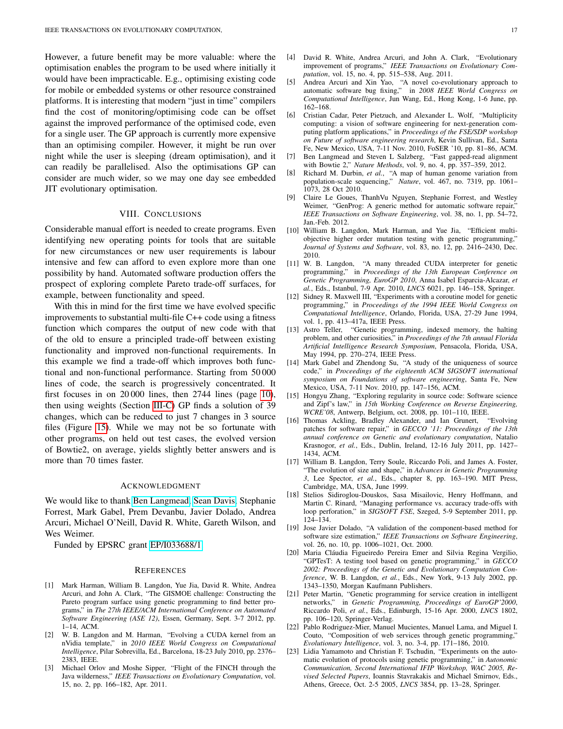However, a future benefit may be more valuable: where the optimisation enables the program to be used where initially it would have been impracticable. E.g., optimising existing code for mobile or embedded systems or other resource constrained platforms. It is interesting that modern "just in time" compilers find the cost of monitoring/optimising code can be offset against the improved performance of the optimised code, even for a single user. The GP approach is currently more expensive than an optimising compiler. However, it might be run over night while the user is sleeping (dream optimisation), and it can readily be parallelised. Also the optimisations GP can consider are much wider, so we may one day see embedded JIT evolutionary optimisation.

## VIII. Conclusions

Considerable manual effort is needed to create programs. Even identifying new operating points for tools that are suitable for new circumstances or new user requirements is labour intensive and few can afford to even explore more than one possibility by hand. Automated software production offers the prospect of exploring complete Pareto trade-off surfaces, for example, between functionality and speed.

With this in mind for the first time we have evolved specific improvements to substantial multi-file C++ code using a fitness function which compares the output of new code with that of the old to ensure a principled trade-off between existing functionality and improved non-functional requirements. In this example we find a trade-off which improves both functional and non-functional performance. Starting from 50 000 lines of code, the search is progressively concentrated. It first focuses in on 20 000 lines, then 2744 lines (page 10), then using weights (Section III-C) GP finds a solution of 39 changes, which can be reduced to just 7 changes in 3 source files (Figure 15). While we may not be so fortunate with other programs, on held out test cases, the evolved version of Bowtie2, on average, yields slightly better answers and is more than 70 times faster.

## Acknowledgment

We would like to thank Ben Langmead, Sean Davis, Stephanie Forrest, Mark Gabel, Prem Devanbu, Javier Dolado, Andrea Arcuri, Michael O'Neill, David R. White, Gareth Wilson, and Wes Weimer.

Funded by EPSRC grant EP/I033688/1.

## References

[1] Mark Harman, William B. Langdon, Yue Jia, David R. White, Andrea Arcuri, and John A. Clark, "The GISMOE challenge: Constructing the Pareto program surface using genetic programming to find better programs," in *The 27th IEEE/ACM International Conference on Automated Software Engineering (ASE 12)*, Essen, Germany, Sept. 3-7 2012, pp. 1–14, ACM.

[2] W. B. Langdon and M. Harman, "Evolving a CUDA kernel from an nVidia template," in *2010 IEEE World Congress on Computational Intelligence*, Pilar Sobrevilla, Ed., Barcelona, 18-23 July 2010, pp. 2376–2383, IEEE.

[3] Michael Orlov and Moshe Sipper, "Flight of the FINCH through the Java wilderness," *IEEE Transactions on Evolutionary Computation*, vol. 15, no. 2, pp. 166–182, Apr. 2011.

[4] David R. White, Andrea Arcuri, and John A. Clark, "Evolutionary improvement of programs," *IEEE Transactions on Evolutionary Computation*, vol. 15, no. 4, pp. 515–538, Aug. 2011.

[5] Andrea Arcuri and Xin Yao, "A novel co-evolutionary approach to automatic software bug fixing," in *2008 IEEE World Congress on Computational Intelligence*, Jun Wang, Ed., Hong Kong, 1-6 June, pp. 162–168.

[6] Cristian Cadar, Peter Pietzuch, and Alexander L. Wolf, "Multiplicity computing: a vision of software engineering for next-generation computing platform applications," in *Proceedings of the FSE/SDP workshop on Future of software engineering research*, Kevin Sullivan, Ed., Santa Fe, New Mexico, USA, 7-11 Nov. 2010, FoSER '10, pp. 81–86, ACM.

[7] Ben Langmead and Steven L Salzberg, "Fast gapped-read alignment with Bowtie 2," *Nature Methods*, vol. 9, no. 4, pp. 357–359, 2012.

[8] Richard M. Durbin, *et al.*, "A map of human genome variation from population-scale sequencing," *Nature*, vol. 467, no. 7319, pp. 1061–1073, 28 Oct 2010.

[9] Claire Le Goues, ThanhVu Nguyen, Stephanie Forrest, and Westley Weimer, "GenProg: A generic method for automatic software repair," *IEEE Transactions on Software Engineering*, vol. 38, no. 1, pp. 54–72, Jan.-Feb. 2012.

[10] William B. Langdon, Mark Harman, and Yue Jia, "Efficient multi-objective higher order mutation testing with genetic programming," *Journal of Systems and Software*, vol. 83, no. 12, pp. 2416–2430, Dec. 2010.

[11] W. B. Langdon, "A many threaded CUDA interpreter for genetic programming," in *Proceedings of the 13th European Conference on Genetic Programming, EuroGP 2010*, Anna Isabel Esparcia-Alcazar, *et al.*, Eds., Istanbul, 7-9 Apr. 2010, *LNCS* 6021, pp. 146–158, Springer.

[12] Sidney R. Maxwell III, "Experiments with a coroutine model for genetic programming," in *Proceedings of the 1994 IEEE World Congress on Computational Intelligence*, Orlando, Florida, USA, 27-29 June 1994, vol. 1, pp. 413–417a, IEEE Press.

[13] Astro Teller, "Genetic programming, indexed memory, the halting problem, and other curiosities," in *Proceedings of the 7th annual Florida Artificial Intelligence Research Symposium*, Pensacola, Florida, USA, May 1994, pp. 270–274, IEEE Press.

[14] Mark Gabel and Zhendong Su, "A study of the uniqueness of source code," in *Proceedings of the eighteenth ACM SIGSOFT international symposium on Foundations of software engineering*, Santa Fe, New Mexico, USA, 7-11 Nov. 2010, pp. 147–156, ACM.

[15] Hongyu Zhang, "Exploring regularity in source code: Software science and Zipf's law," in *15th Working Conference on Reverse Engineering, WCRE'08*, Antwerp, Belgium, oct. 2008, pp. 101–110, IEEE.

[16] Thomas Ackling, Bradley Alexander, and Ian Grunert, "Evolving patches for software repair," in *GECCO '11: Proceedings of the 13th annual conference on Genetic and evolutionary computation*, Natalio Krasnogor, *et al.*, Eds., Dublin, Ireland, 12-16 July 2011, pp. 1427–1434, ACM.

[17] William B. Langdon, Terry Soule, Riccardo Poli, and James A. Foster, "The evolution of size and shape," in *Advances in Genetic Programming 3*, Lee Spector, *et al.*, Eds., chapter 8, pp. 163–190. MIT Press, Cambridge, MA, USA, June 1999.

[18] Stelios Sidiroglou-Douskos, Sasa Misailovic, Henry Hoffmann, and Martin C. Rinard, "Managing performance vs. accuracy trade-offs with loop perforation," in *SIGSOFT FSE*, Szeged, 5-9 September 2011, pp. 124–134.

[19] Jose Javier Dolado, "A validation of the component-based method for software size estimation," *IEEE Transactions on Software Engineering*, vol. 26, no. 10, pp. 1006–1021, Oct. 2000.

[20] Maria Cláudia Figueiredo Pereira Emer and Silvia Regina Vergilio, "GPTesT: A testing tool based on genetic programming," in *GECCO 2002: Proceedings of the Genetic and Evolutionary Computation Conference*, W. B. Langdon, *et al.*, Eds., New York, 9-13 July 2002, pp. 1343–1350, Morgan Kaufmann Publishers.

[21] Peter Martin, "Genetic programming for service creation in intelligent networks," in *Genetic Programming, Proceedings of EuroGP'2000*, Riccardo Poli, *et al.*, Eds., Edinburgh, 15-16 Apr. 2000, *LNCS* 1802, pp. 106–120, Springer-Verlag.

[22] Pablo Rodriguez-Mier, Manuel Mucientes, Manuel Lama, and Miguel I. Couto, "Composition of web services through genetic programming," *Evolutionary Intelligence*, vol. 3, no. 3-4, pp. 171–186, 2010.

[23] Lidia Yamamoto and Christian F. Tschudin, "Experiments on the automatic evolution of protocols using genetic programming," in *Autonomic Communication, Second International IFIP Workshop, WAC 2005, Revised Selected Papers*, Ioannis Stavrakakis and Michael Smirnov, Eds., Athens, Greece, Oct. 2-5 2005, *LNCS* 3854, pp. 13–28, Springer.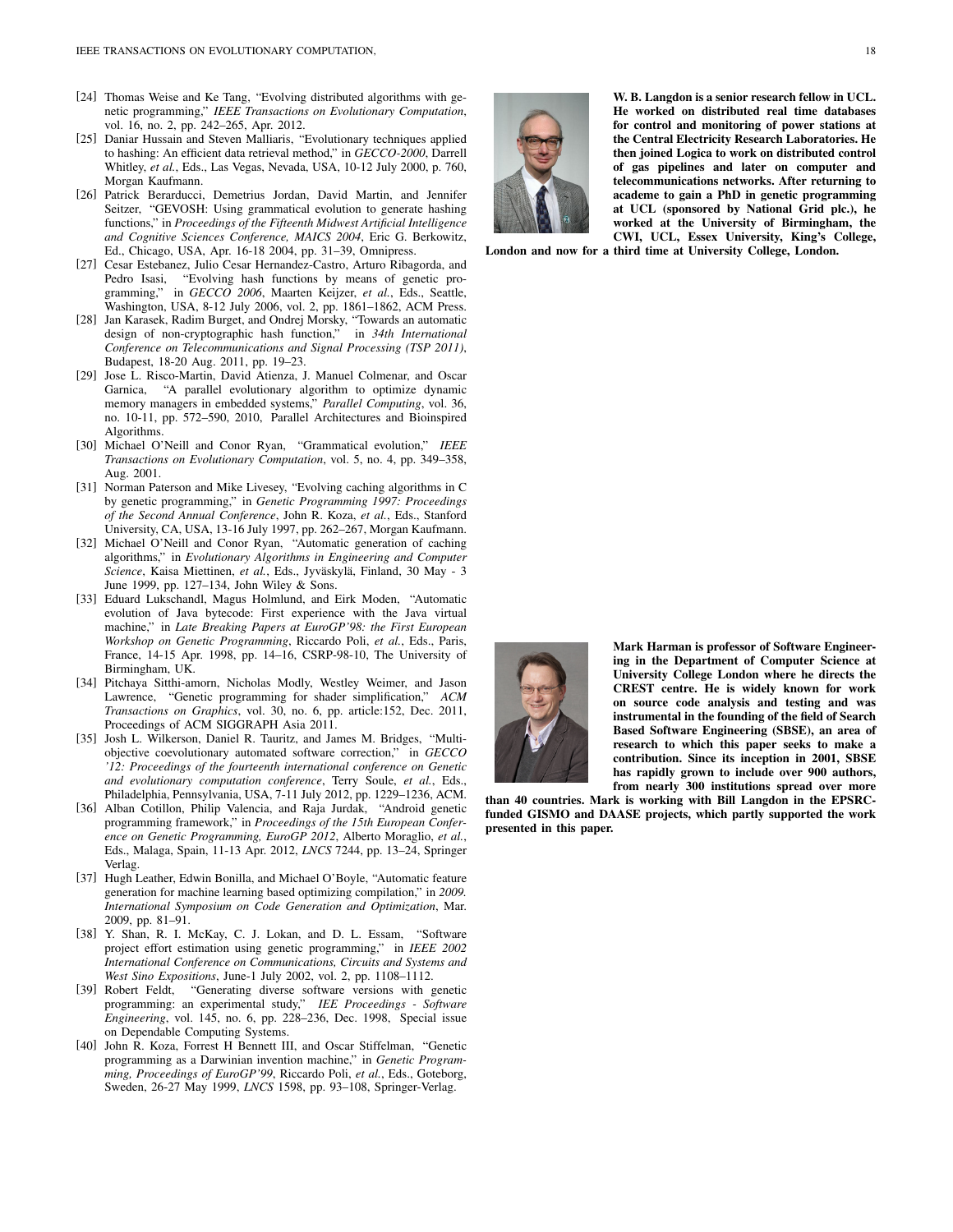[24] Thomas Weise and Ke Tang, "Evolving distributed algorithms with genetic programming," *IEEE Transactions on Evolutionary Computation*, vol. 16, no. 2, pp. 242–265, Apr. 2012.

[25] Daniar Hussain and Steven Malliaris, "Evolutionary techniques applied to hashing: An efficient data retrieval method," in *GECCO-2000*, Darrell Whitley, *et al.*, Eds., Las Vegas, Nevada, USA, 10-12 July 2000, p. 760, Morgan Kaufmann.

[26] Patrick Berarducci, Demetrius Jordan, David Martin, and Jennifer Seitzer, "GEVOSH: Using grammatical evolution to generate hashing functions," in *Proceedings of the Fifteenth Midwest Artificial Intelligence and Cognitive Sciences Conference, MAICS 2004*, Eric G. Berkowitz, Ed., Chicago, USA, Apr. 16-18 2004, pp. 31–39, Omnipress.

[27] Cesar Estebanez, Julio Cesar Hernandez-Castro, Arturo Ribagorda, and Pedro Isasi, "Evolving hash functions by means of genetic programming," in *GECCO 2006*, Maarten Keijzer, *et al.*, Eds., Seattle, Washington, USA, 8-12 July 2006, vol. 2, pp. 1861–1862, ACM Press.

[28] Jan Karasek, Radim Burget, and Ondrej Morsky, "Towards an automatic design of non-cryptographic hash function," in *34th International Conference on Telecommunications and Signal Processing (TSP 2011)*, Budapest, 18-20 Aug. 2011, pp. 19–23.

[29] Jose L. Risco-Martin, David Atienza, J. Manuel Colmenar, and Oscar Garnica, "A parallel evolutionary algorithm to optimize dynamic memory managers in embedded systems," *Parallel Computing*, vol. 36, no. 10-11, pp. 572–590, 2010, Parallel Architectures and Bioinspired Algorithms.

[30] Michael O'Neill and Conor Ryan, "Grammatical evolution," *IEEE Transactions on Evolutionary Computation*, vol. 5, no. 4, pp. 349–358, Aug. 2001.

[31] Norman Paterson and Mike Livesey, "Evolving caching algorithms in C by genetic programming," in *Genetic Programming 1997: Proceedings of the Second Annual Conference*, John R. Koza, *et al.*, Eds., Stanford University, CA, USA, 13-16 July 1997, pp. 262–267, Morgan Kaufmann.

[32] Michael O'Neill and Conor Ryan, "Automatic generation of caching algorithms," in *Evolutionary Algorithms in Engineering and Computer Science*, Kaisa Miettinen, *et al.*, Eds., Jyväskylä, Finland, 30 May - 3 June 1999, pp. 127–134, John Wiley & Sons.

[33] Eduard Lukschandl, Magus Holmlund, and Eirk Moden, "Automatic evolution of Java bytecode: First experience with the Java virtual machine," in *Late Breaking Papers at EuroGP'98: the First European Workshop on Genetic Programming*, Riccardo Poli, *et al.*, Eds., Paris, France, 14-15 Apr. 1998, pp. 14–16, CSRP-98-10, The University of Birmingham, UK.

[34] Pitchaya Sitthi-amorn, Nicholas Modly, Westley Weimer, and Jason Lawrence, "Genetic programming for shader simplification," *ACM Transactions on Graphics*, vol. 30, no. 6, pp. article:152, Dec. 2011, Proceedings of ACM SIGGRAPH Asia 2011.

[35] Josh L. Wilkerson, Daniel R. Tauritz, and James M. Bridges, "Multi-objective coevolutionary automated software correction," in *GECCO '12: Proceedings of the fourteenth international conference on Genetic and evolutionary computation conference*, Terry Soule, *et al.*, Eds., Philadelphia, Pennsylvania, USA, 7-11 July 2012, pp. 1229–1236, ACM.

[36] Alban Cotillon, Philip Valencia, and Raja Jurdak, "Android genetic programming framework," in *Proceedings of the 15th European Conference on Genetic Programming, EuroGP 2012*, Alberto Moraglio, *et al.*, Eds., Malaga, Spain, 11-13 Apr. 2012, *LNCS* 7244, pp. 13–24, Springer Verlag.

[37] Hugh Leather, Edwin Bonilla, and Michael O'Boyle, "Automatic feature generation for machine learning based optimizing compilation," in *2009. International Symposium on Code Generation and Optimization*, Mar. 2009, pp. 81–91.

[38] Y. Shan, R. I. McKay, C. J. Lokan, and D. L. Essam, "Software project effort estimation using genetic programming," in *IEEE 2002 International Conference on Communications, Circuits and Systems and West Sino Expositions*, June-1 July 2002, vol. 2, pp. 1108–1112.

[39] Robert Feldt, "Generating diverse software versions with genetic programming: an experimental study," *IEE Proceedings - Software Engineering*, vol. 145, no. 6, pp. 228–236, Dec. 1998, Special issue on Dependable Computing Systems.

[40] John R. Koza, Forrest H Bennett III, and Oscar Stiffelman, "Genetic programming as a Darwinian invention machine," in *Genetic Programming, Proceedings of EuroGP'99*, Riccardo Poli, *et al.*, Eds., Goteborg, Sweden, 26-27 May 1999, *LNCS* 1598, pp. 93–108, Springer-Verlag.

**W. B. Langdon is a senior research fellow in UCL. He worked on distributed real time databases for control and monitoring of power stations at the Central Electricity Research Laboratories. He then joined Logica to work on distributed control of gas pipelines and later on computer and telecommunications networks. After returning to academe to gain a PhD in genetic programming at UCL (sponsored by National Grid plc.), he worked at the University of Birmingham, the CWI, UCL, Essex University, King's College, London and now for a third time at University College, London.**

**Mark Harman is professor of Software Engineering in the Department of Computer Science at University College London where he directs the CREST centre. He is widely known for work on source code analysis and testing and was instrumental in the founding of the field of Search Based Software Engineering (SBSE), an area of research to which this paper seeks to make a contribution. Since its inception in 2001, SBSE has rapidly grown to include over 900 authors, from nearly 300 institutions spread over more than 40 countries. Mark is working with Bill Langdon in the EPSRC-funded GISMO and DAASE projects, which partly supported the work presented in this paper.**